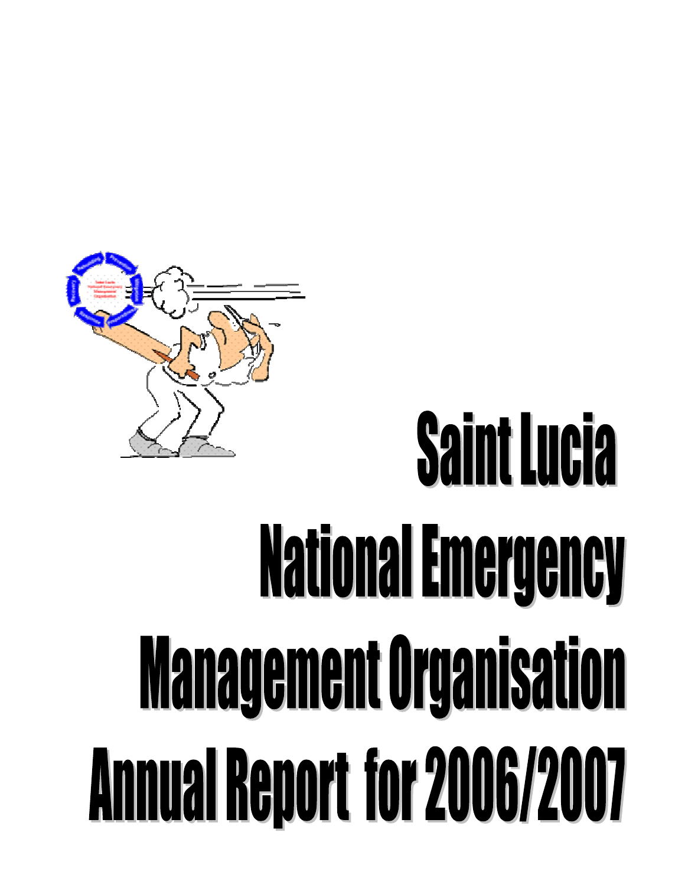# Saint Lucia National Emergency Management Organisation Annual Report for 2006/2007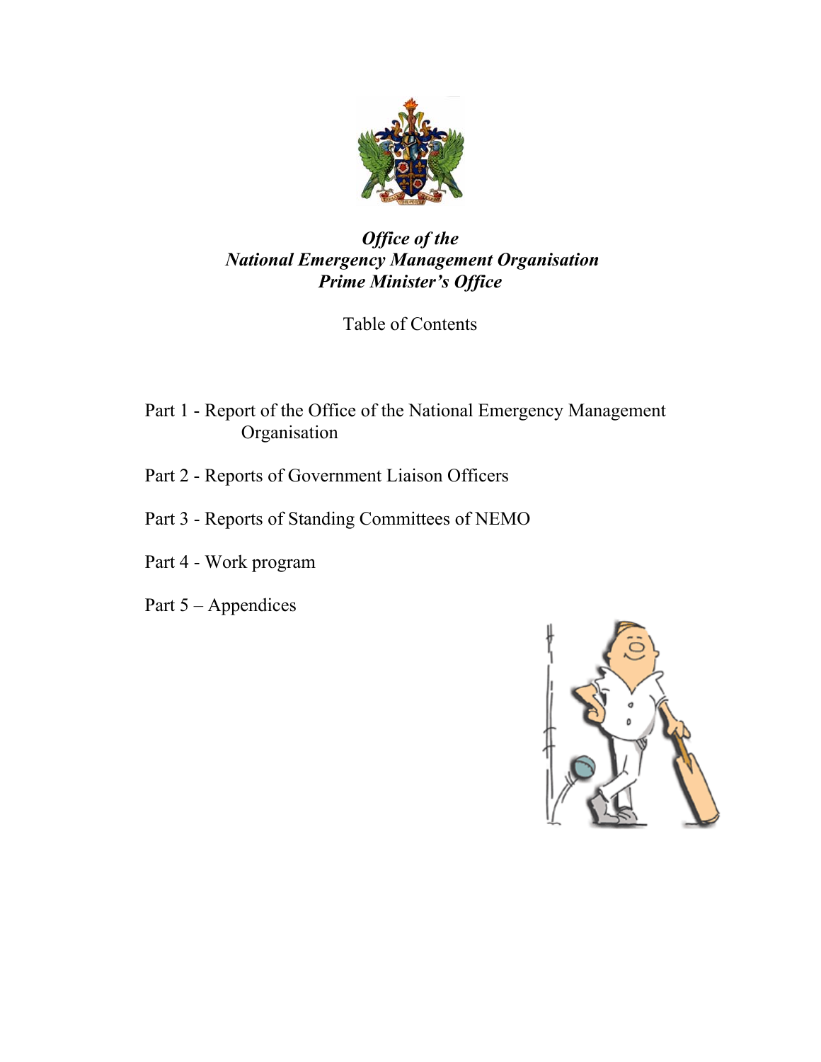***Office of the***
***National Emergency Management Organisation***
***Prime Minister's Office***

Table of Contents

Part 1 - Report of the Office of the National Emergency Management Organisation

Part 2 - Reports of Government Liaison Officers

Part 3 - Reports of Standing Committees of NEMO

Part 4 - Work program

Part 5 – Appendices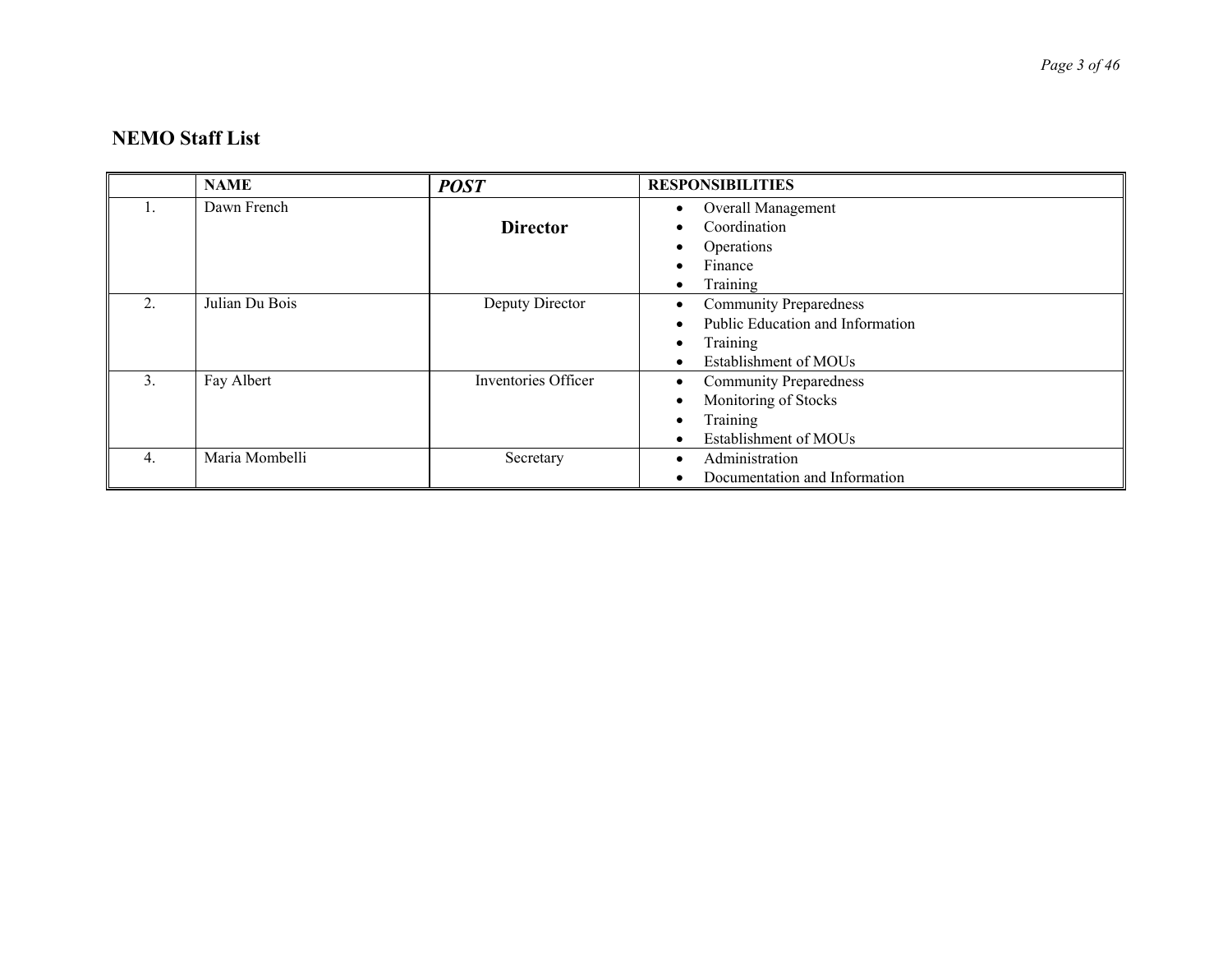## NEMO Staff List

| | NAME | *POST* | RESPONSIBILITIES |
|---|---|---|---|
| 1. | Dawn French | **Director** | • Overall Management<br>• Coordination<br>• Operations<br>• Finance<br>• Training |
| 2. | Julian Du Bois | Deputy Director | • Community Preparedness<br>• Public Education and Information<br>• Training<br>• Establishment of MOUs |
| 3. | Fay Albert | Inventories Officer | • Community Preparedness<br>• Monitoring of Stocks<br>• Training<br>• Establishment of MOUs |
| 4. | Maria Mombelli | Secretary | • Administration<br>• Documentation and Information |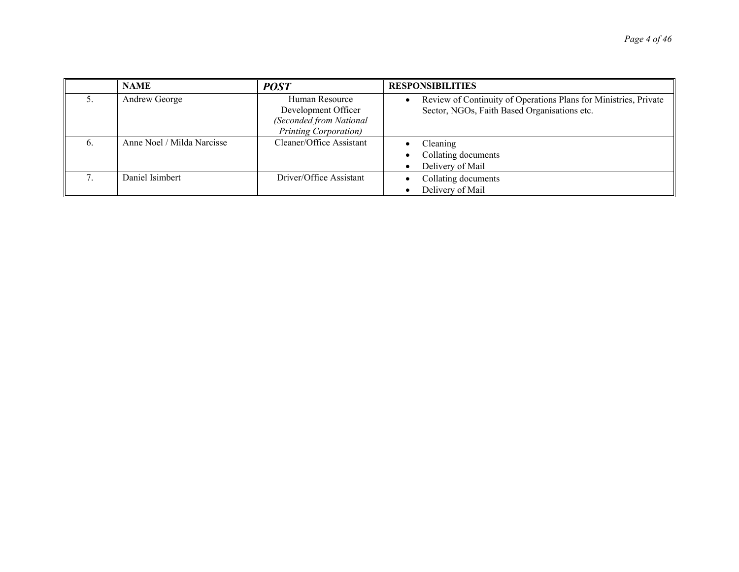|  | NAME | *POST* | RESPONSIBILITIES |
|---|---|---|---|
| 5. | Andrew George | Human Resource Development Officer *(Seconded from National Printing Corporation)* | • Review of Continuity of Operations Plans for Ministries, Private Sector, NGOs, Faith Based Organisations etc. |
| 6. | Anne Noel / Milda Narcisse | Cleaner/Office Assistant | • Cleaning<br>• Collating documents<br>• Delivery of Mail |
| 7. | Daniel Isimbert | Driver/Office Assistant | • Collating documents<br>• Delivery of Mail |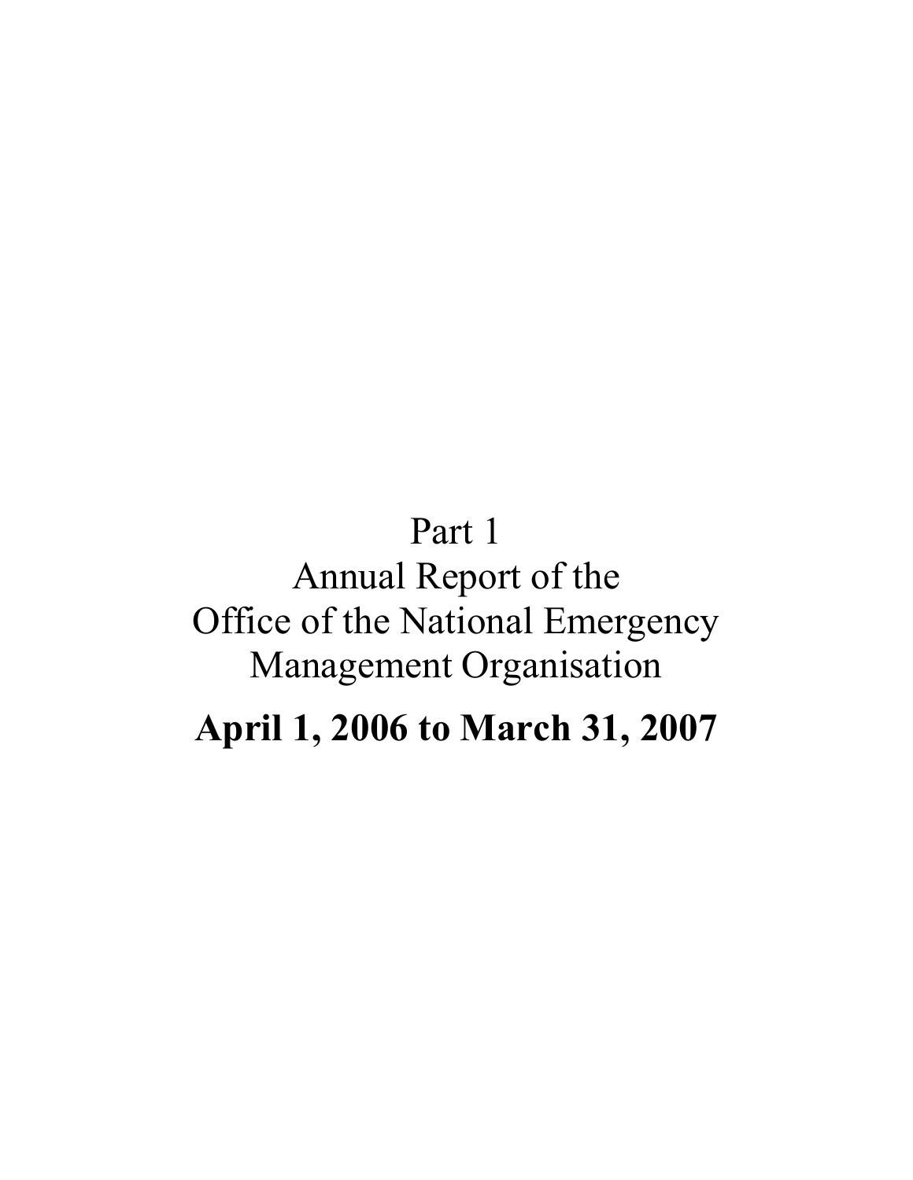# Part 1
# Annual Report of the Office of the National Emergency Management Organisation

**April 1, 2006 to March 31, 2007**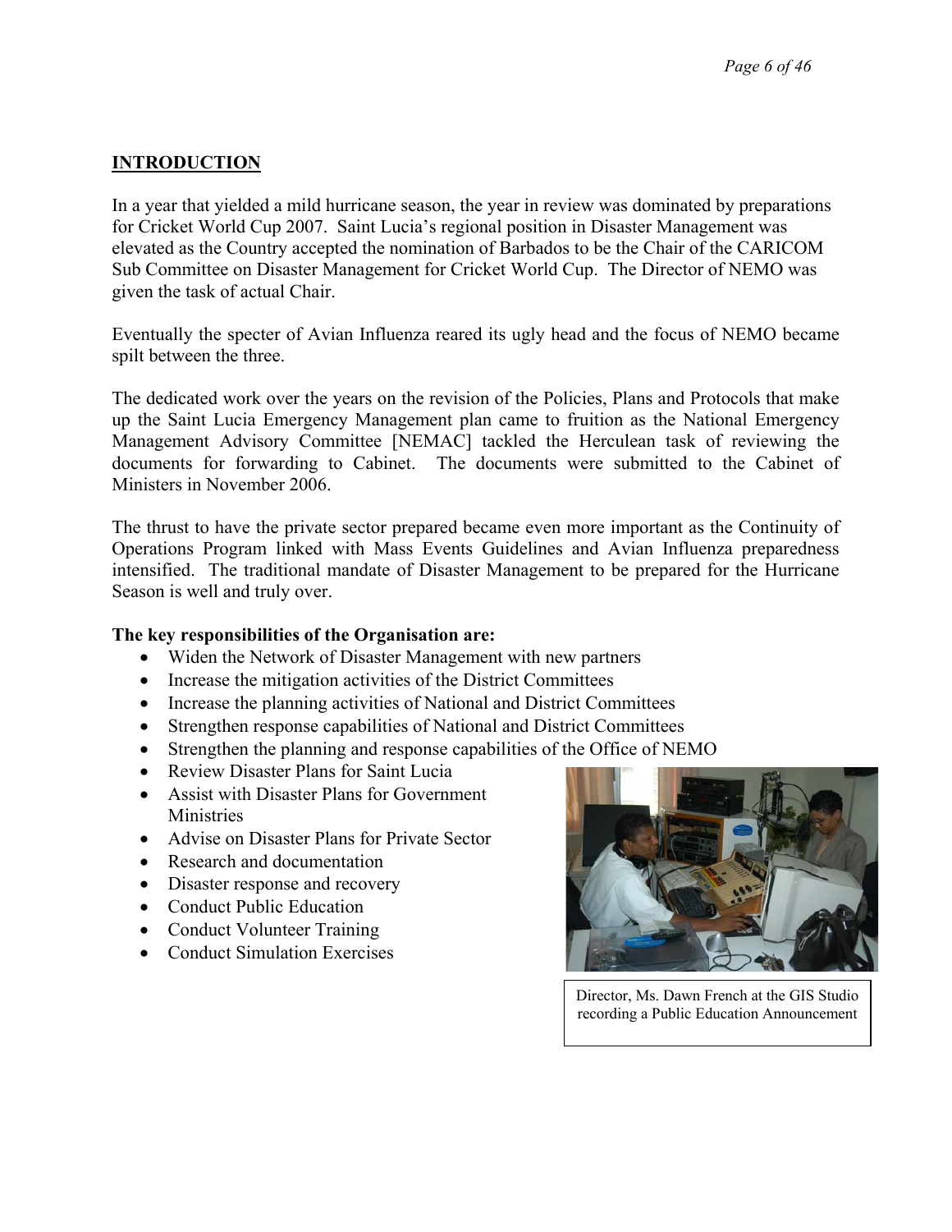## INTRODUCTION

In a year that yielded a mild hurricane season, the year in review was dominated by preparations for Cricket World Cup 2007. Saint Lucia's regional position in Disaster Management was elevated as the Country accepted the nomination of Barbados to be the Chair of the CARICOM Sub Committee on Disaster Management for Cricket World Cup. The Director of NEMO was given the task of actual Chair.

Eventually the specter of Avian Influenza reared its ugly head and the focus of NEMO became spilt between the three.

The dedicated work over the years on the revision of the Policies, Plans and Protocols that make up the Saint Lucia Emergency Management plan came to fruition as the National Emergency Management Advisory Committee [NEMAC] tackled the Herculean task of reviewing the documents for forwarding to Cabinet. The documents were submitted to the Cabinet of Ministers in November 2006.

The thrust to have the private sector prepared became even more important as the Continuity of Operations Program linked with Mass Events Guidelines and Avian Influenza preparedness intensified. The traditional mandate of Disaster Management to be prepared for the Hurricane Season is well and truly over.

**The key responsibilities of the Organisation are:**

- Widen the Network of Disaster Management with new partners
- Increase the mitigation activities of the District Committees
- Increase the planning activities of National and District Committees
- Strengthen response capabilities of National and District Committees
- Strengthen the planning and response capabilities of the Office of NEMO
- Review Disaster Plans for Saint Lucia
- Assist with Disaster Plans for Government Ministries
- Advise on Disaster Plans for Private Sector
- Research and documentation
- Disaster response and recovery
- Conduct Public Education
- Conduct Volunteer Training
- Conduct Simulation Exercises

Director, Ms. Dawn French at the GIS Studio recording a Public Education Announcement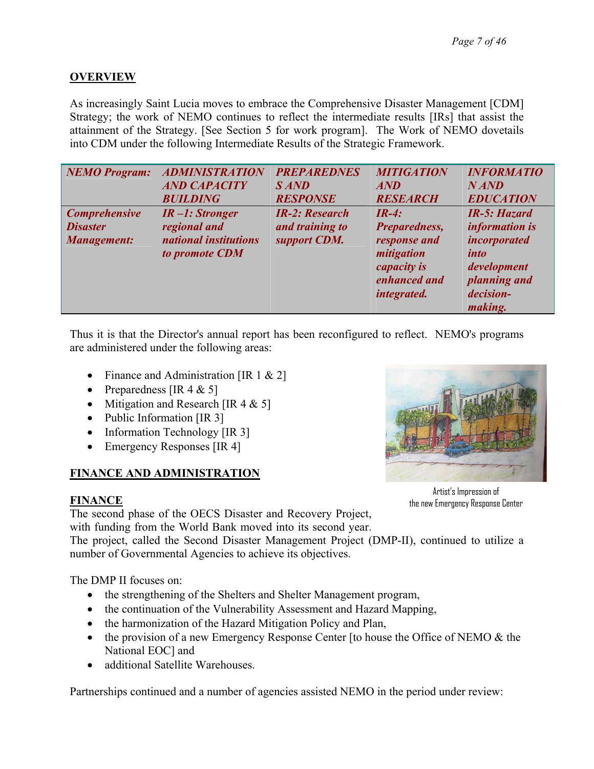## OVERVIEW

As increasingly Saint Lucia moves to embrace the Comprehensive Disaster Management [CDM] Strategy; the work of NEMO continues to reflect the intermediate results [IRs] that assist the attainment of the Strategy. [See Section 5 for work program]. The Work of NEMO dovetails into CDM under the following Intermediate Results of the Strategic Framework.

| *NEMO Program:* | *ADMINISTRATION AND CAPACITY BUILDING* | *PREPAREDNESS AND RESPONSE* | *MITIGATION AND RESEARCH* | *INFORMATION AND EDUCATION* |
|---|---|---|---|---|
| *Comprehensive Disaster Management:* | *IR –1: Stronger regional and national institutions to promote CDM* | *IR-2: Research and training to support CDM.* | *IR-4: Preparedness, response and mitigation capacity is enhanced and integrated.* | *IR-5: Hazard information is incorporated into development planning and decision-making.* |

Thus it is that the Director's annual report has been reconfigured to reflect. NEMO's programs are administered under the following areas:

- Finance and Administration [IR 1 & 2]
- Preparedness [IR 4 & 5]
- Mitigation and Research [IR 4 & 5]
- Public Information [IR 3]
- Information Technology [IR 3]
- Emergency Responses [IR 4]

Artist's Impression of the new Emergency Response Center

## FINANCE AND ADMINISTRATION

### FINANCE

The second phase of the OECS Disaster and Recovery Project, with funding from the World Bank moved into its second year. The project, called the Second Disaster Management Project (DMP-II), continued to utilize a number of Governmental Agencies to achieve its objectives.

The DMP II focuses on:

- the strengthening of the Shelters and Shelter Management program,
- the continuation of the Vulnerability Assessment and Hazard Mapping,
- the harmonization of the Hazard Mitigation Policy and Plan,
- the provision of a new Emergency Response Center [to house the Office of NEMO & the National EOC] and
- additional Satellite Warehouses.

Partnerships continued and a number of agencies assisted NEMO in the period under review: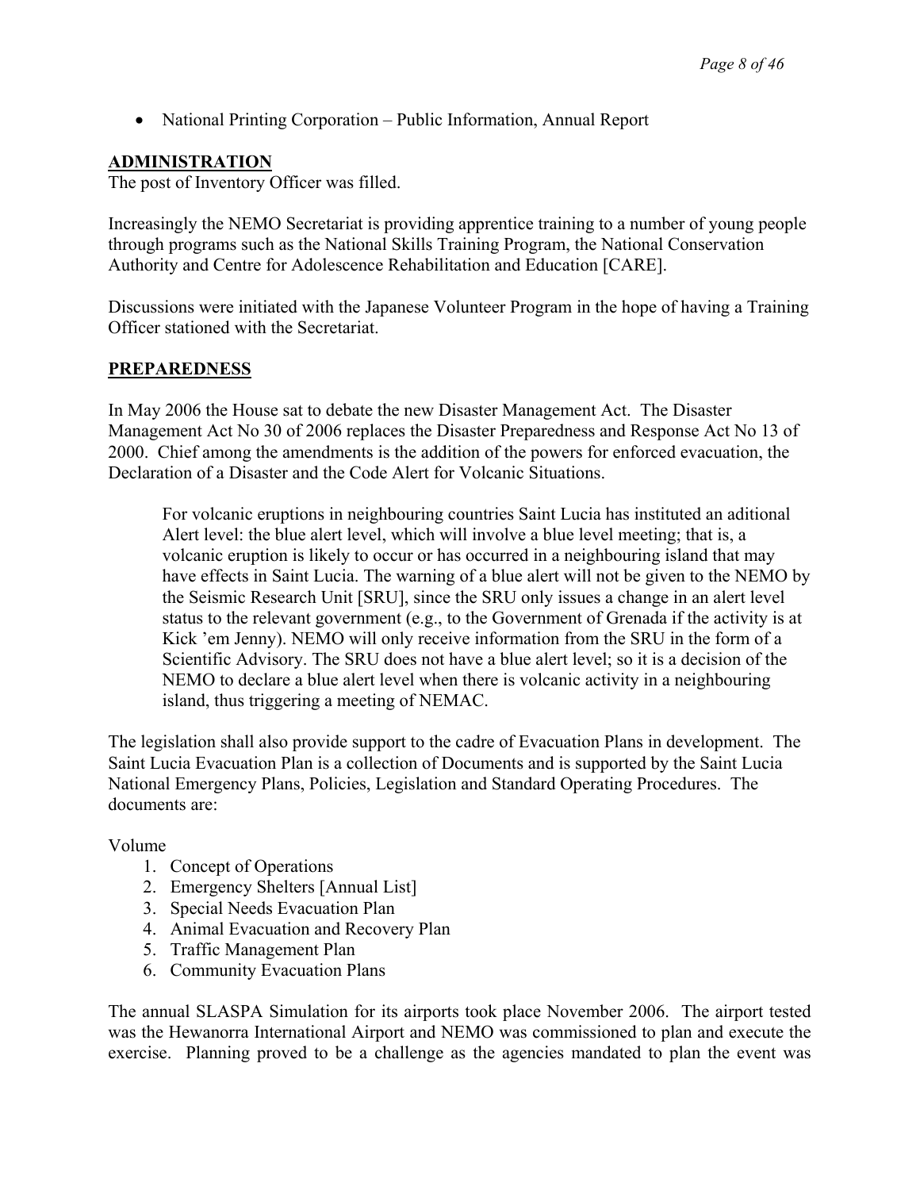- National Printing Corporation – Public Information, Annual Report

## ADMINISTRATION

The post of Inventory Officer was filled.

Increasingly the NEMO Secretariat is providing apprentice training to a number of young people through programs such as the National Skills Training Program, the National Conservation Authority and Centre for Adolescence Rehabilitation and Education [CARE].

Discussions were initiated with the Japanese Volunteer Program in the hope of having a Training Officer stationed with the Secretariat.

## PREPAREDNESS

In May 2006 the House sat to debate the new Disaster Management Act. The Disaster Management Act No 30 of 2006 replaces the Disaster Preparedness and Response Act No 13 of 2000. Chief among the amendments is the addition of the powers for enforced evacuation, the Declaration of a Disaster and the Code Alert for Volcanic Situations.

> For volcanic eruptions in neighbouring countries Saint Lucia has instituted an aditional Alert level: the blue alert level, which will involve a blue level meeting; that is, a volcanic eruption is likely to occur or has occurred in a neighbouring island that may have effects in Saint Lucia. The warning of a blue alert will not be given to the NEMO by the Seismic Research Unit [SRU], since the SRU only issues a change in an alert level status to the relevant government (e.g., to the Government of Grenada if the activity is at Kick 'em Jenny). NEMO will only receive information from the SRU in the form of a Scientific Advisory. The SRU does not have a blue alert level; so it is a decision of the NEMO to declare a blue alert level when there is volcanic activity in a neighbouring island, thus triggering a meeting of NEMAC.

The legislation shall also provide support to the cadre of Evacuation Plans in development. The Saint Lucia Evacuation Plan is a collection of Documents and is supported by the Saint Lucia National Emergency Plans, Policies, Legislation and Standard Operating Procedures. The documents are:

Volume

1. Concept of Operations
2. Emergency Shelters [Annual List]
3. Special Needs Evacuation Plan
4. Animal Evacuation and Recovery Plan
5. Traffic Management Plan
6. Community Evacuation Plans

The annual SLASPA Simulation for its airports took place November 2006. The airport tested was the Hewanorra International Airport and NEMO was commissioned to plan and execute the exercise. Planning proved to be a challenge as the agencies mandated to plan the event was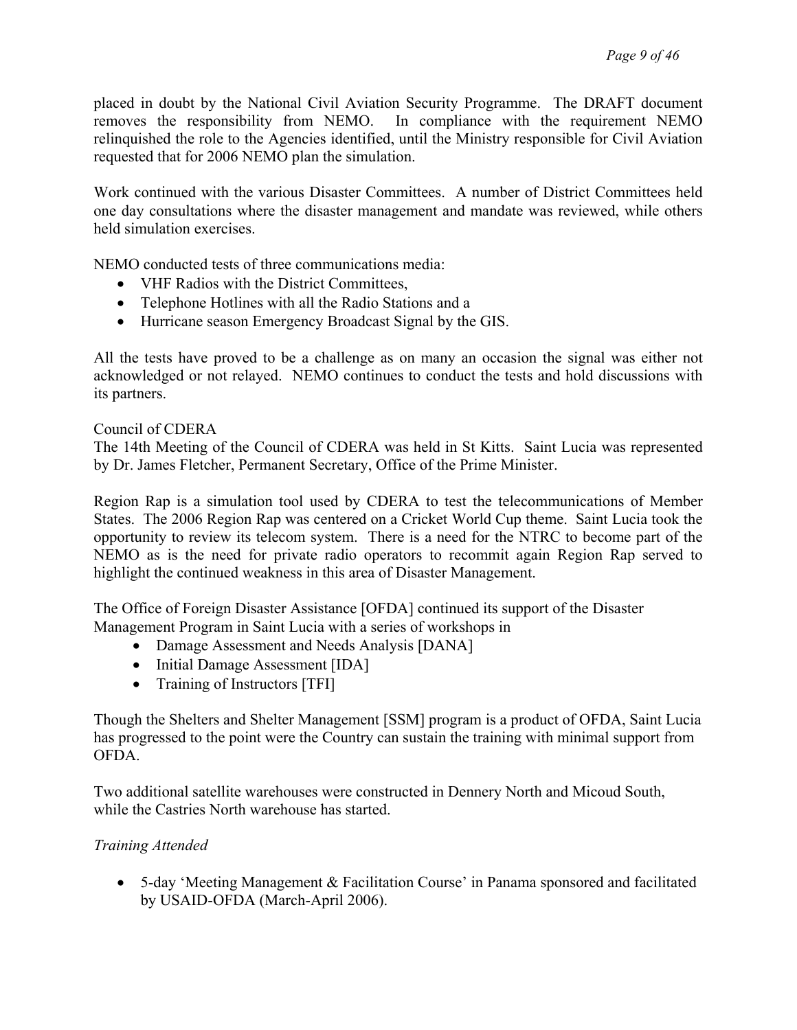placed in doubt by the National Civil Aviation Security Programme. The DRAFT document removes the responsibility from NEMO. In compliance with the requirement NEMO relinquished the role to the Agencies identified, until the Ministry responsible for Civil Aviation requested that for 2006 NEMO plan the simulation.

Work continued with the various Disaster Committees. A number of District Committees held one day consultations where the disaster management and mandate was reviewed, while others held simulation exercises.

NEMO conducted tests of three communications media:

- VHF Radios with the District Committees,
- Telephone Hotlines with all the Radio Stations and a
- Hurricane season Emergency Broadcast Signal by the GIS.

All the tests have proved to be a challenge as on many an occasion the signal was either not acknowledged or not relayed. NEMO continues to conduct the tests and hold discussions with its partners.

Council of CDERA
The 14th Meeting of the Council of CDERA was held in St Kitts. Saint Lucia was represented by Dr. James Fletcher, Permanent Secretary, Office of the Prime Minister.

Region Rap is a simulation tool used by CDERA to test the telecommunications of Member States. The 2006 Region Rap was centered on a Cricket World Cup theme. Saint Lucia took the opportunity to review its telecom system. There is a need for the NTRC to become part of the NEMO as is the need for private radio operators to recommit again Region Rap served to highlight the continued weakness in this area of Disaster Management.

The Office of Foreign Disaster Assistance [OFDA] continued its support of the Disaster Management Program in Saint Lucia with a series of workshops in

- Damage Assessment and Needs Analysis [DANA]
- Initial Damage Assessment [IDA]
- Training of Instructors [TFI]

Though the Shelters and Shelter Management [SSM] program is a product of OFDA, Saint Lucia has progressed to the point were the Country can sustain the training with minimal support from OFDA.

Two additional satellite warehouses were constructed in Dennery North and Micoud South, while the Castries North warehouse has started.

*Training Attended*

- 5-day 'Meeting Management & Facilitation Course' in Panama sponsored and facilitated by USAID-OFDA (March-April 2006).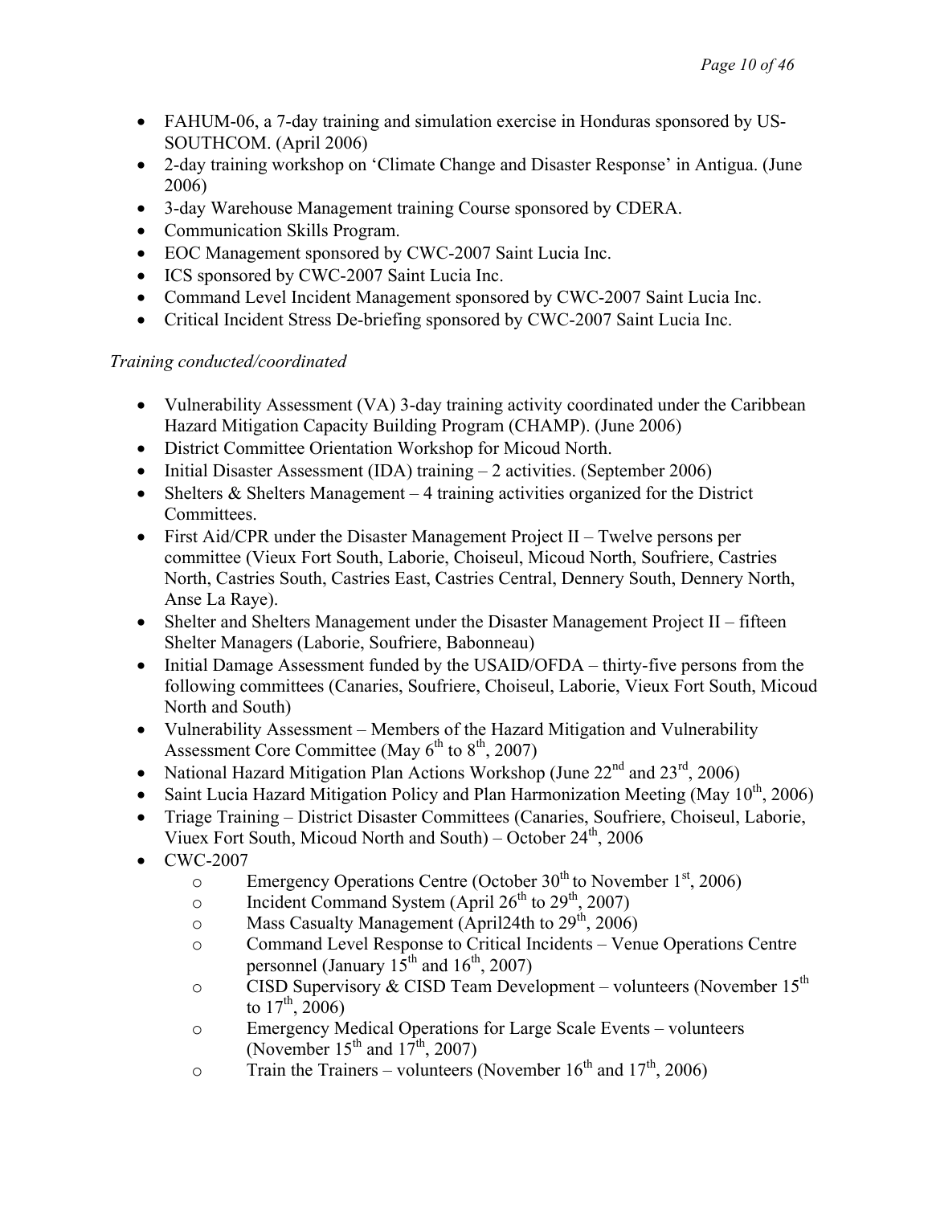- FAHUM-06, a 7-day training and simulation exercise in Honduras sponsored by US-SOUTHCOM. (April 2006)
- 2-day training workshop on 'Climate Change and Disaster Response' in Antigua. (June 2006)
- 3-day Warehouse Management training Course sponsored by CDERA.
- Communication Skills Program.
- EOC Management sponsored by CWC-2007 Saint Lucia Inc.
- ICS sponsored by CWC-2007 Saint Lucia Inc.
- Command Level Incident Management sponsored by CWC-2007 Saint Lucia Inc.
- Critical Incident Stress De-briefing sponsored by CWC-2007 Saint Lucia Inc.

*Training conducted/coordinated*

- Vulnerability Assessment (VA) 3-day training activity coordinated under the Caribbean Hazard Mitigation Capacity Building Program (CHAMP). (June 2006)
- District Committee Orientation Workshop for Micoud North.
- Initial Disaster Assessment (IDA) training – 2 activities. (September 2006)
- Shelters & Shelters Management – 4 training activities organized for the District Committees.
- First Aid/CPR under the Disaster Management Project II – Twelve persons per committee (Vieux Fort South, Laborie, Choiseul, Micoud North, Soufriere, Castries North, Castries South, Castries East, Castries Central, Dennery South, Dennery North, Anse La Raye).
- Shelter and Shelters Management under the Disaster Management Project II – fifteen Shelter Managers (Laborie, Soufriere, Babonneau)
- Initial Damage Assessment funded by the USAID/OFDA – thirty-five persons from the following committees (Canaries, Soufriere, Choiseul, Laborie, Vieux Fort South, Micoud North and South)
- Vulnerability Assessment – Members of the Hazard Mitigation and Vulnerability Assessment Core Committee (May 6th to 8th, 2007)
- National Hazard Mitigation Plan Actions Workshop (June 22nd and 23rd, 2006)
- Saint Lucia Hazard Mitigation Policy and Plan Harmonization Meeting (May 10th, 2006)
- Triage Training – District Disaster Committees (Canaries, Soufriere, Choiseul, Laborie, Viuex Fort South, Micoud North and South) – October 24th, 2006
- CWC-2007
  - Emergency Operations Centre (October 30th to November 1st, 2006)
  - Incident Command System (April 26th to 29th, 2007)
  - Mass Casualty Management (April24th to 29th, 2006)
  - Command Level Response to Critical Incidents – Venue Operations Centre personnel (January 15th and 16th, 2007)
  - CISD Supervisory & CISD Team Development – volunteers (November 15th to 17th, 2006)
  - Emergency Medical Operations for Large Scale Events – volunteers (November 15th and 17th, 2007)
  - Train the Trainers – volunteers (November 16th and 17th, 2006)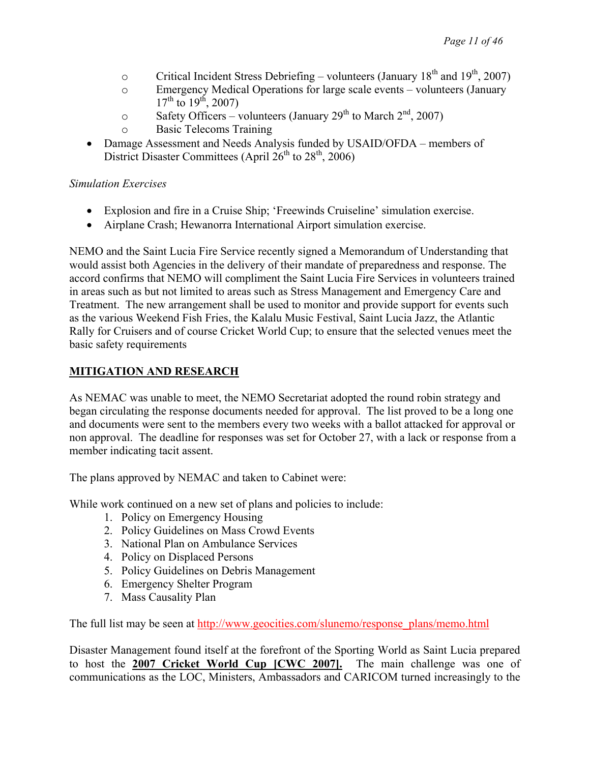- Critical Incident Stress Debriefing – volunteers (January 18th and 19th, 2007)
    - Emergency Medical Operations for large scale events – volunteers (January 17th to 19th, 2007)
    - Safety Officers – volunteers (January 29th to March 2nd, 2007)
    - Basic Telecoms Training
- Damage Assessment and Needs Analysis funded by USAID/OFDA – members of District Disaster Committees (April 26th to 28th, 2006)

*Simulation Exercises*

- Explosion and fire in a Cruise Ship; 'Freewinds Cruiseline' simulation exercise.
- Airplane Crash; Hewanorra International Airport simulation exercise.

NEMO and the Saint Lucia Fire Service recently signed a Memorandum of Understanding that would assist both Agencies in the delivery of their mandate of preparedness and response. The accord confirms that NEMO will compliment the Saint Lucia Fire Services in volunteers trained in areas such as but not limited to areas such as Stress Management and Emergency Care and Treatment. The new arrangement shall be used to monitor and provide support for events such as the various Weekend Fish Fries, the Kalalu Music Festival, Saint Lucia Jazz, the Atlantic Rally for Cruisers and of course Cricket World Cup; to ensure that the selected venues meet the basic safety requirements

## MITIGATION AND RESEARCH

As NEMAC was unable to meet, the NEMO Secretariat adopted the round robin strategy and began circulating the response documents needed for approval. The list proved to be a long one and documents were sent to the members every two weeks with a ballot attacked for approval or non approval. The deadline for responses was set for October 27, with a lack or response from a member indicating tacit assent.

The plans approved by NEMAC and taken to Cabinet were:

While work continued on a new set of plans and policies to include:

1. Policy on Emergency Housing
2. Policy Guidelines on Mass Crowd Events
3. National Plan on Ambulance Services
4. Policy on Displaced Persons
5. Policy Guidelines on Debris Management
6. Emergency Shelter Program
7. Mass Causality Plan

The full list may be seen at http://www.geocities.com/slunemo/response_plans/memo.html

Disaster Management found itself at the forefront of the Sporting World as Saint Lucia prepared to host the **2007 Cricket World Cup [CWC 2007].** The main challenge was one of communications as the LOC, Ministers, Ambassadors and CARICOM turned increasingly to the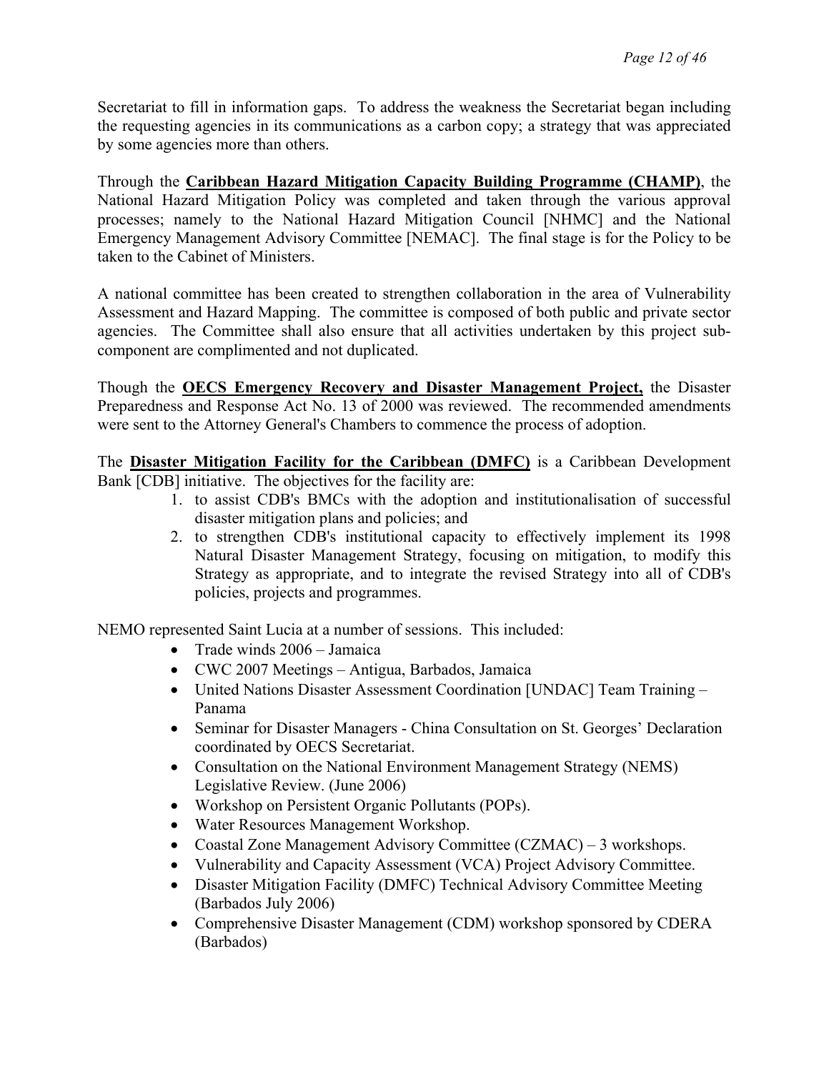Secretariat to fill in information gaps. To address the weakness the Secretariat began including the requesting agencies in its communications as a carbon copy; a strategy that was appreciated by some agencies more than others.

Through the **Caribbean Hazard Mitigation Capacity Building Programme (CHAMP)**, the National Hazard Mitigation Policy was completed and taken through the various approval processes; namely to the National Hazard Mitigation Council [NHMC] and the National Emergency Management Advisory Committee [NEMAC]. The final stage is for the Policy to be taken to the Cabinet of Ministers.

A national committee has been created to strengthen collaboration in the area of Vulnerability Assessment and Hazard Mapping. The committee is composed of both public and private sector agencies. The Committee shall also ensure that all activities undertaken by this project sub-component are complimented and not duplicated.

Though the **OECS Emergency Recovery and Disaster Management Project,** the Disaster Preparedness and Response Act No. 13 of 2000 was reviewed. The recommended amendments were sent to the Attorney General's Chambers to commence the process of adoption.

The **Disaster Mitigation Facility for the Caribbean (DMFC)** is a Caribbean Development Bank [CDB] initiative. The objectives for the facility are:

1. to assist CDB's BMCs with the adoption and institutionalisation of successful disaster mitigation plans and policies; and
2. to strengthen CDB's institutional capacity to effectively implement its 1998 Natural Disaster Management Strategy, focusing on mitigation, to modify this Strategy as appropriate, and to integrate the revised Strategy into all of CDB's policies, projects and programmes.

NEMO represented Saint Lucia at a number of sessions. This included:

- Trade winds 2006 – Jamaica
- CWC 2007 Meetings – Antigua, Barbados, Jamaica
- United Nations Disaster Assessment Coordination [UNDAC] Team Training – Panama
- Seminar for Disaster Managers - China Consultation on St. Georges' Declaration coordinated by OECS Secretariat.
- Consultation on the National Environment Management Strategy (NEMS) Legislative Review. (June 2006)
- Workshop on Persistent Organic Pollutants (POPs).
- Water Resources Management Workshop.
- Coastal Zone Management Advisory Committee (CZMAC) – 3 workshops.
- Vulnerability and Capacity Assessment (VCA) Project Advisory Committee.
- Disaster Mitigation Facility (DMFC) Technical Advisory Committee Meeting (Barbados July 2006)
- Comprehensive Disaster Management (CDM) workshop sponsored by CDERA (Barbados)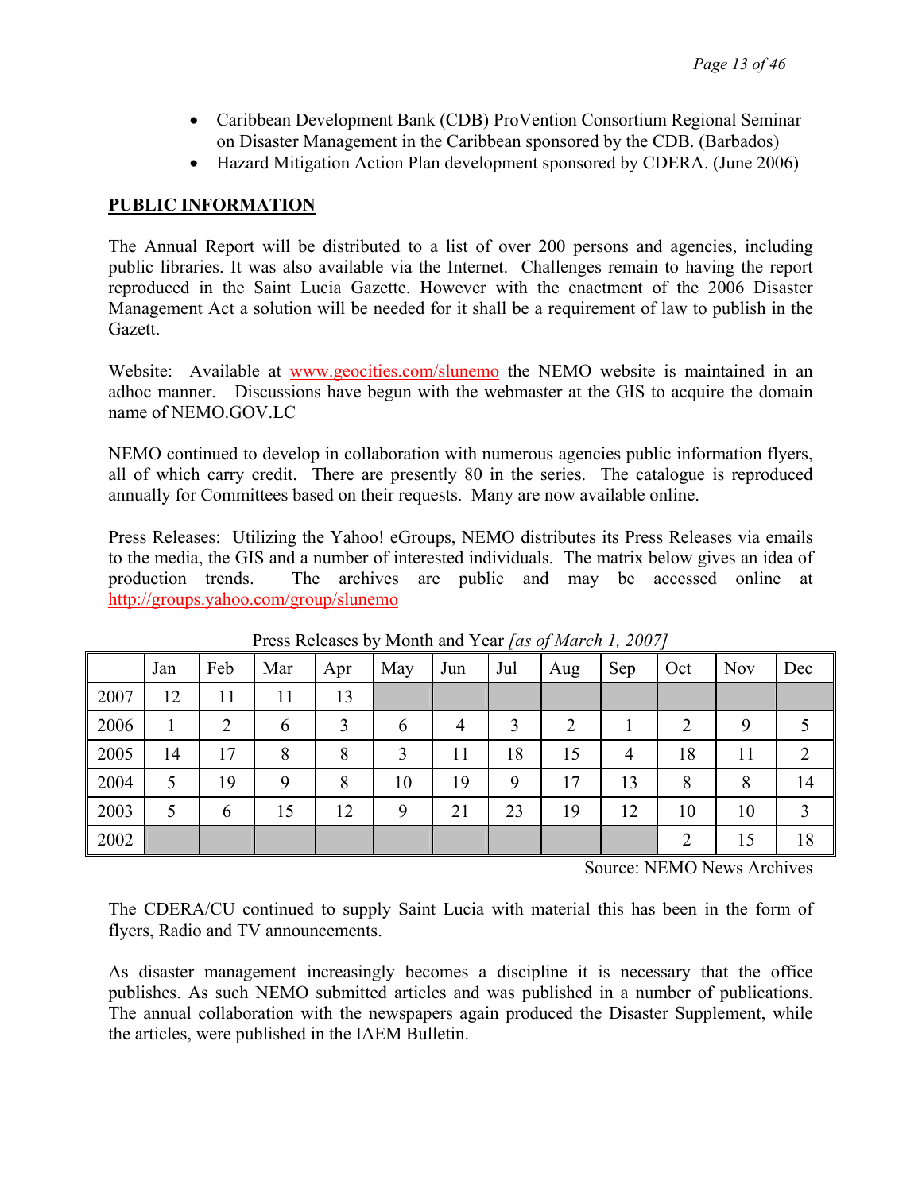- Caribbean Development Bank (CDB) ProVention Consortium Regional Seminar on Disaster Management in the Caribbean sponsored by the CDB. (Barbados)
- Hazard Mitigation Action Plan development sponsored by CDERA. (June 2006)

## PUBLIC INFORMATION

The Annual Report will be distributed to a list of over 200 persons and agencies, including public libraries. It was also available via the Internet. Challenges remain to having the report reproduced in the Saint Lucia Gazette. However with the enactment of the 2006 Disaster Management Act a solution will be needed for it shall be a requirement of law to publish in the Gazett.

Website: Available at www.geocities.com/slunemo the NEMO website is maintained in an adhoc manner. Discussions have begun with the webmaster at the GIS to acquire the domain name of NEMO.GOV.LC

NEMO continued to develop in collaboration with numerous agencies public information flyers, all of which carry credit. There are presently 80 in the series. The catalogue is reproduced annually for Committees based on their requests. Many are now available online.

Press Releases: Utilizing the Yahoo! eGroups, NEMO distributes its Press Releases via emails to the media, the GIS and a number of interested individuals. The matrix below gives an idea of production trends. The archives are public and may be accessed online at http://groups.yahoo.com/group/slunemo

Press Releases by Month and Year *[as of March 1, 2007]*

| | Jan | Feb | Mar | Apr | May | Jun | Jul | Aug | Sep | Oct | Nov | Dec |
|---|---|---|---|---|---|---|---|---|---|---|---|---|
| 2007 | 12 | 11 | 11 | 13 | | | | | | | | |
| 2006 | 1 | 2 | 6 | 3 | 6 | 4 | 3 | 2 | 1 | 2 | 9 | 5 |
| 2005 | 14 | 17 | 8 | 8 | 3 | 11 | 18 | 15 | 4 | 18 | 11 | 2 |
| 2004 | 5 | 19 | 9 | 8 | 10 | 19 | 9 | 17 | 13 | 8 | 8 | 14 |
| 2003 | 5 | 6 | 15 | 12 | 9 | 21 | 23 | 19 | 12 | 10 | 10 | 3 |
| 2002 | | | | | | | | | | 2 | 15 | 18 |

Source: NEMO News Archives

The CDERA/CU continued to supply Saint Lucia with material this has been in the form of flyers, Radio and TV announcements.

As disaster management increasingly becomes a discipline it is necessary that the office publishes. As such NEMO submitted articles and was published in a number of publications. The annual collaboration with the newspapers again produced the Disaster Supplement, while the articles, were published in the IAEM Bulletin.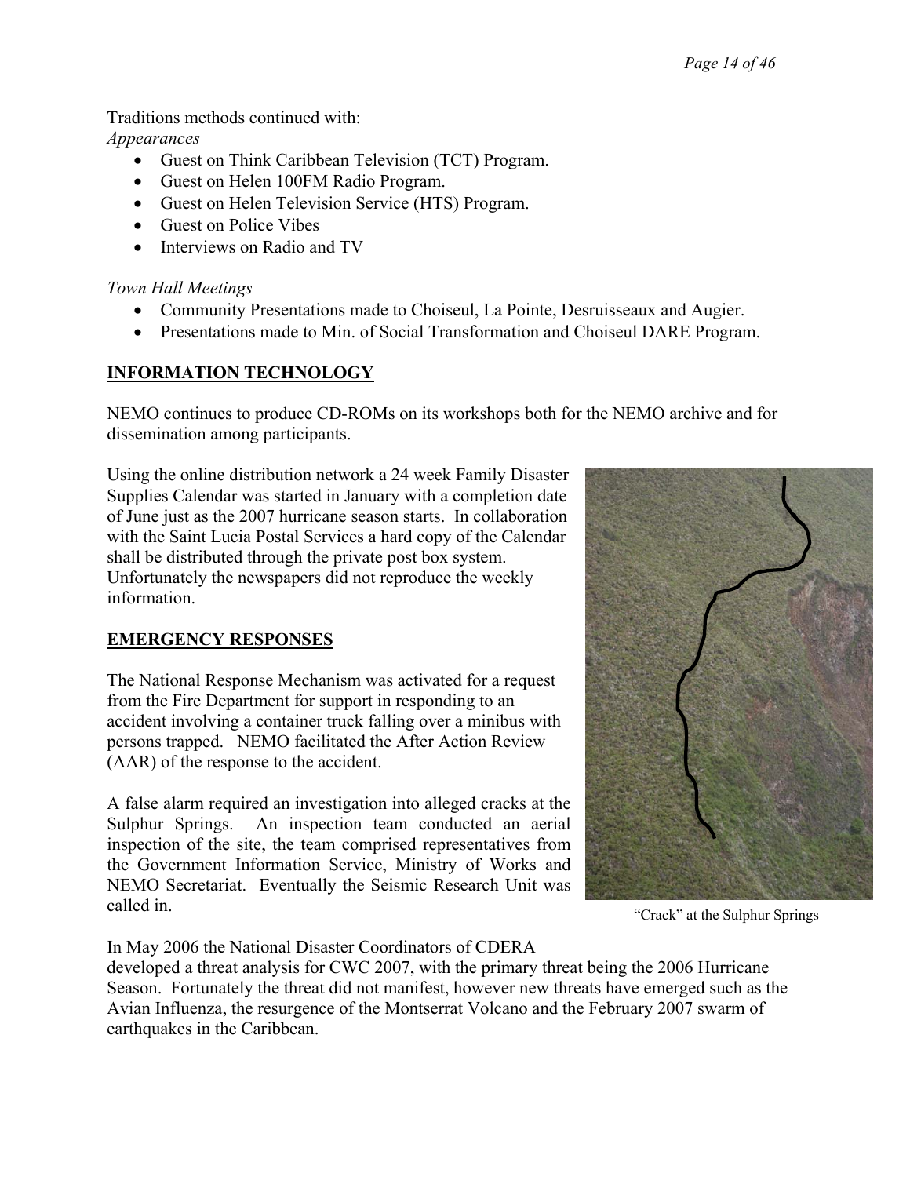Traditions methods continued with:

*Appearances*

- Guest on Think Caribbean Television (TCT) Program.
- Guest on Helen 100FM Radio Program.
- Guest on Helen Television Service (HTS) Program.
- Guest on Police Vibes
- Interviews on Radio and TV

*Town Hall Meetings*

- Community Presentations made to Choiseul, La Pointe, Desruisseaux and Augier.
- Presentations made to Min. of Social Transformation and Choiseul DARE Program.

## INFORMATION TECHNOLOGY

NEMO continues to produce CD-ROMs on its workshops both for the NEMO archive and for dissemination among participants.

Using the online distribution network a 24 week Family Disaster Supplies Calendar was started in January with a completion date of June just as the 2007 hurricane season starts. In collaboration with the Saint Lucia Postal Services a hard copy of the Calendar shall be distributed through the private post box system. Unfortunately the newspapers did not reproduce the weekly information.

## EMERGENCY RESPONSES

The National Response Mechanism was activated for a request from the Fire Department for support in responding to an accident involving a container truck falling over a minibus with persons trapped. NEMO facilitated the After Action Review (AAR) of the response to the accident.

A false alarm required an investigation into alleged cracks at the Sulphur Springs. An inspection team conducted an aerial inspection of the site, the team comprised representatives from the Government Information Service, Ministry of Works and NEMO Secretariat. Eventually the Seismic Research Unit was called in.

"Crack" at the Sulphur Springs

In May 2006 the National Disaster Coordinators of CDERA developed a threat analysis for CWC 2007, with the primary threat being the 2006 Hurricane Season. Fortunately the threat did not manifest, however new threats have emerged such as the Avian Influenza, the resurgence of the Montserrat Volcano and the February 2007 swarm of earthquakes in the Caribbean.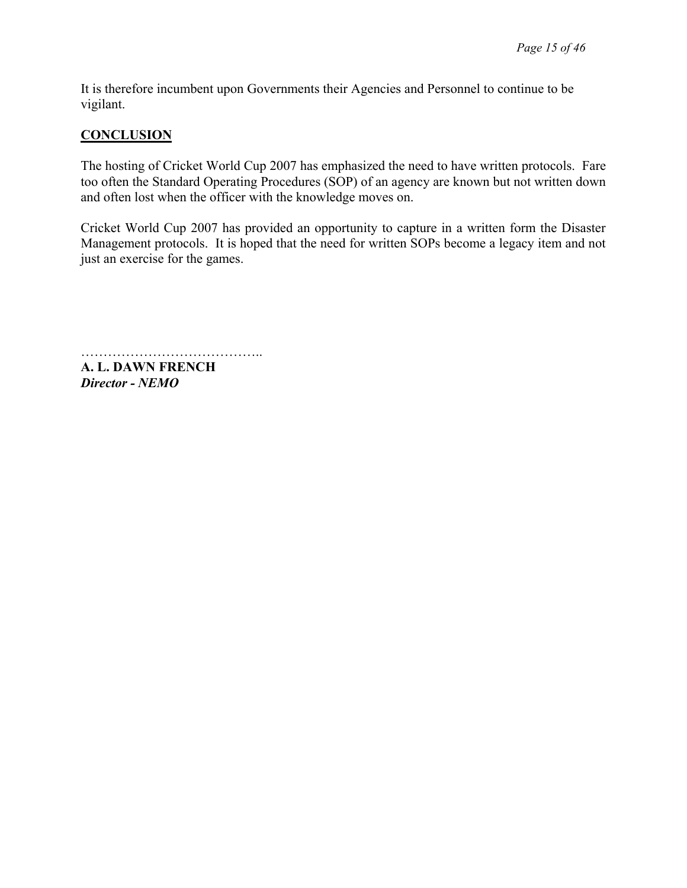It is therefore incumbent upon Governments their Agencies and Personnel to continue to be vigilant.

## CONCLUSION

The hosting of Cricket World Cup 2007 has emphasized the need to have written protocols. Fare too often the Standard Operating Procedures (SOP) of an agency are known but not written down and often lost when the officer with the knowledge moves on.

Cricket World Cup 2007 has provided an opportunity to capture in a written form the Disaster Management protocols. It is hoped that the need for written SOPs become a legacy item and not just an exercise for the games.

…………………………………..

**A. L. DAWN FRENCH**
***Director - NEMO***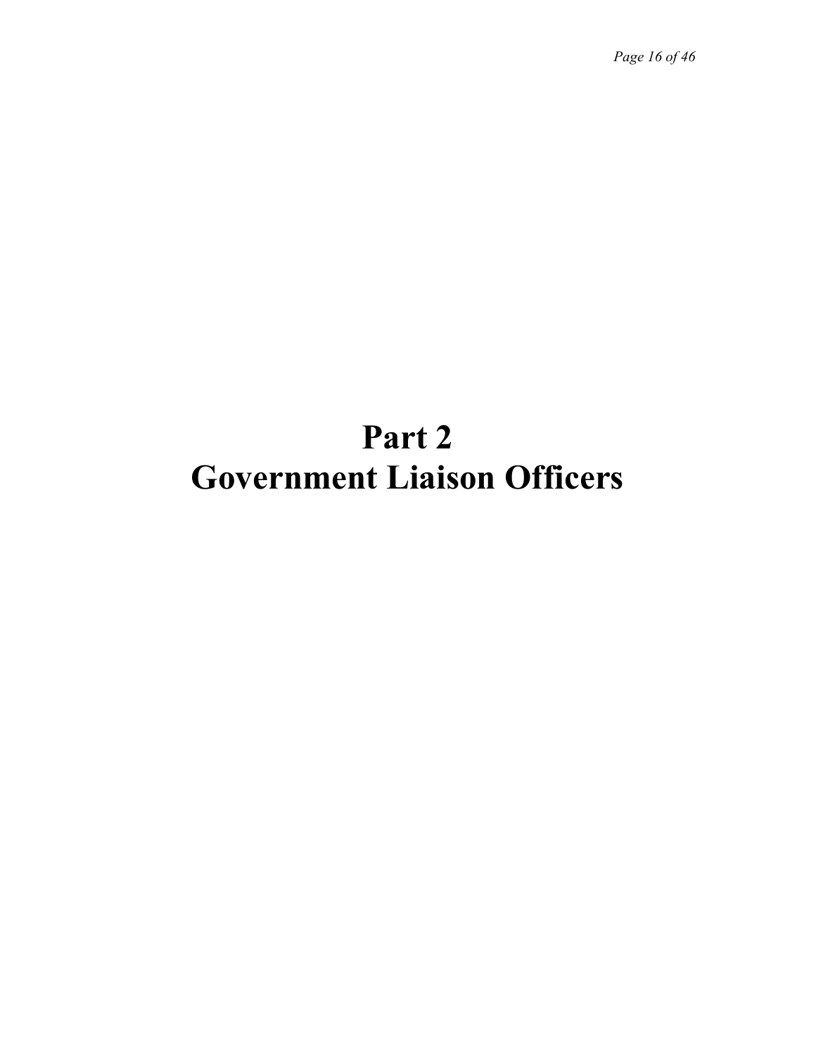# Part 2
# Government Liaison Officers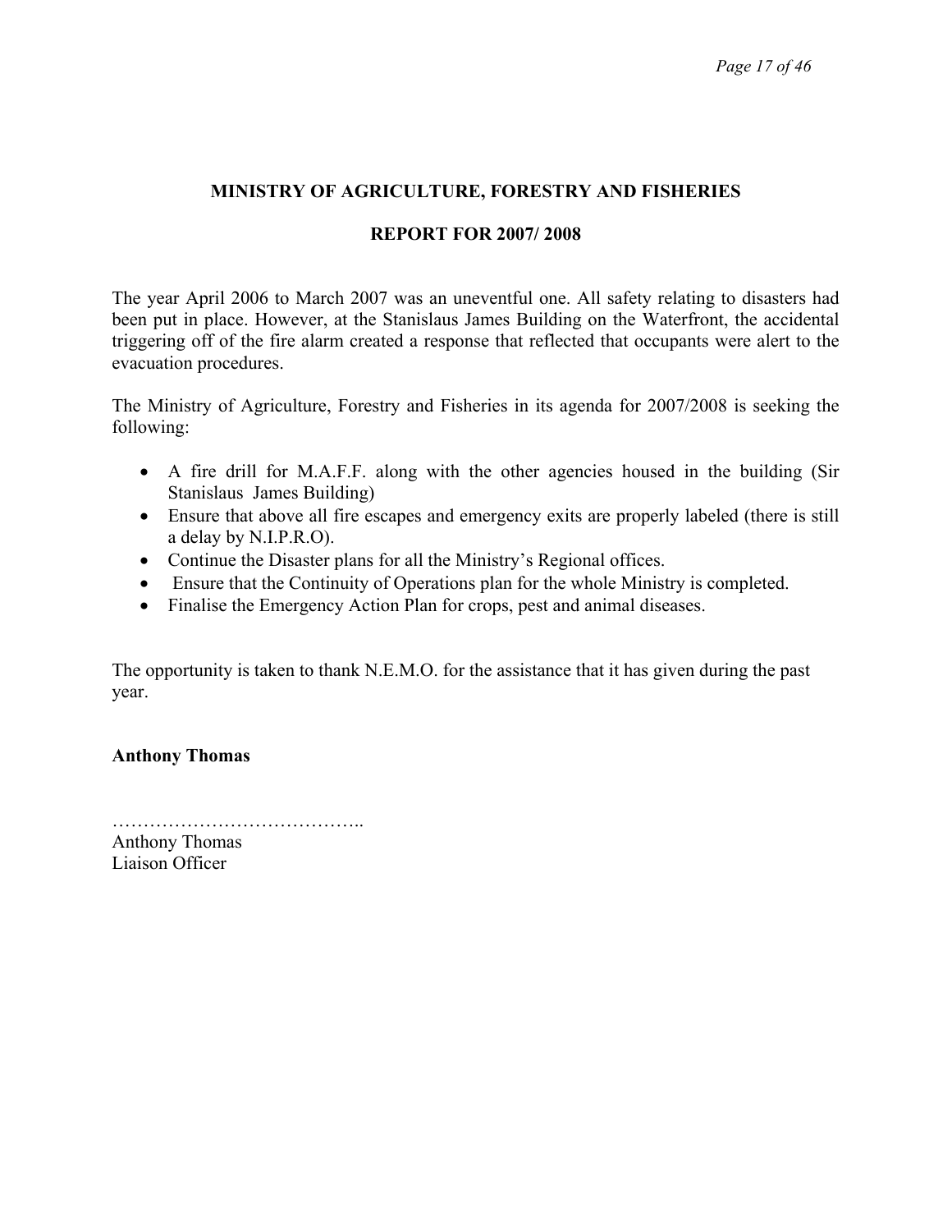## MINISTRY OF AGRICULTURE, FORESTRY AND FISHERIES

## REPORT FOR 2007/ 2008

The year April 2006 to March 2007 was an uneventful one. All safety relating to disasters had been put in place. However, at the Stanislaus James Building on the Waterfront, the accidental triggering off of the fire alarm created a response that reflected that occupants were alert to the evacuation procedures.

The Ministry of Agriculture, Forestry and Fisheries in its agenda for 2007/2008 is seeking the following:

- A fire drill for M.A.F.F. along with the other agencies housed in the building (Sir Stanislaus James Building)
- Ensure that above all fire escapes and emergency exits are properly labeled (there is still a delay by N.I.P.R.O).
- Continue the Disaster plans for all the Ministry's Regional offices.
- Ensure that the Continuity of Operations plan for the whole Ministry is completed.
- Finalise the Emergency Action Plan for crops, pest and animal diseases.

The opportunity is taken to thank N.E.M.O. for the assistance that it has given during the past year.

**Anthony Thomas**

…………………………………..
Anthony Thomas
Liaison Officer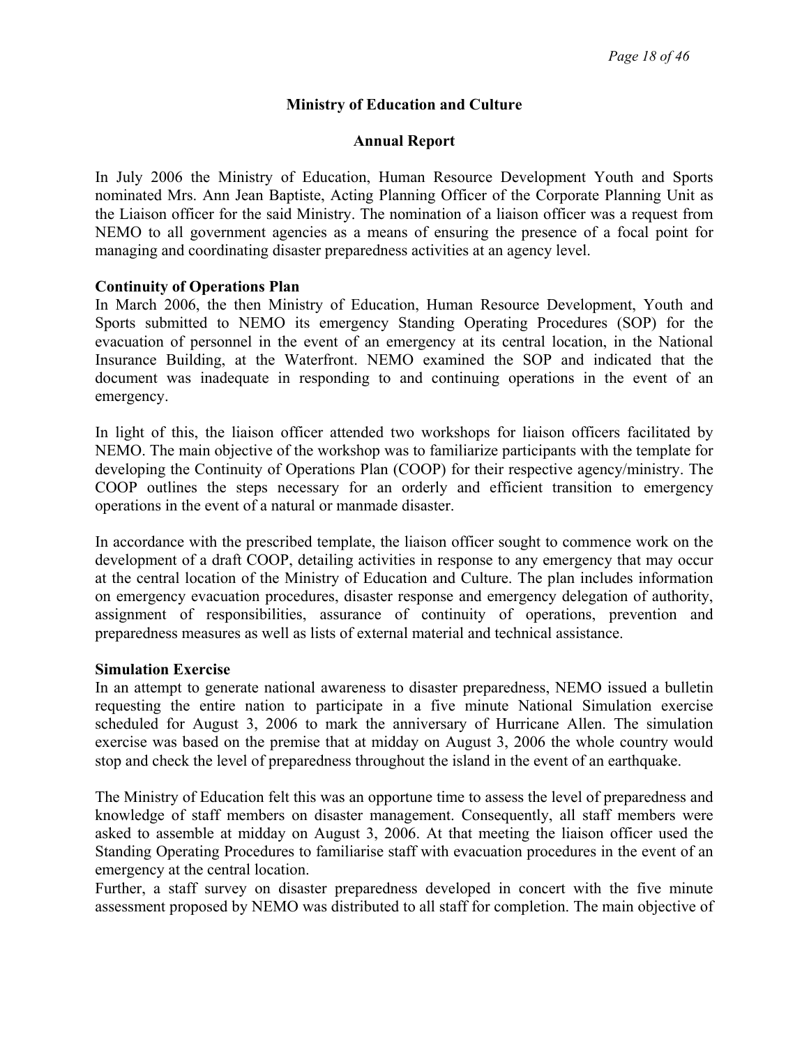**Ministry of Education and Culture**

**Annual Report**

In July 2006 the Ministry of Education, Human Resource Development Youth and Sports nominated Mrs. Ann Jean Baptiste, Acting Planning Officer of the Corporate Planning Unit as the Liaison officer for the said Ministry. The nomination of a liaison officer was a request from NEMO to all government agencies as a means of ensuring the presence of a focal point for managing and coordinating disaster preparedness activities at an agency level.

**Continuity of Operations Plan**

In March 2006, the then Ministry of Education, Human Resource Development, Youth and Sports submitted to NEMO its emergency Standing Operating Procedures (SOP) for the evacuation of personnel in the event of an emergency at its central location, in the National Insurance Building, at the Waterfront. NEMO examined the SOP and indicated that the document was inadequate in responding to and continuing operations in the event of an emergency.

In light of this, the liaison officer attended two workshops for liaison officers facilitated by NEMO. The main objective of the workshop was to familiarize participants with the template for developing the Continuity of Operations Plan (COOP) for their respective agency/ministry. The COOP outlines the steps necessary for an orderly and efficient transition to emergency operations in the event of a natural or manmade disaster.

In accordance with the prescribed template, the liaison officer sought to commence work on the development of a draft COOP, detailing activities in response to any emergency that may occur at the central location of the Ministry of Education and Culture. The plan includes information on emergency evacuation procedures, disaster response and emergency delegation of authority, assignment of responsibilities, assurance of continuity of operations, prevention and preparedness measures as well as lists of external material and technical assistance.

**Simulation Exercise**

In an attempt to generate national awareness to disaster preparedness, NEMO issued a bulletin requesting the entire nation to participate in a five minute National Simulation exercise scheduled for August 3, 2006 to mark the anniversary of Hurricane Allen. The simulation exercise was based on the premise that at midday on August 3, 2006 the whole country would stop and check the level of preparedness throughout the island in the event of an earthquake.

The Ministry of Education felt this was an opportune time to assess the level of preparedness and knowledge of staff members on disaster management. Consequently, all staff members were asked to assemble at midday on August 3, 2006. At that meeting the liaison officer used the Standing Operating Procedures to familiarise staff with evacuation procedures in the event of an emergency at the central location.

Further, a staff survey on disaster preparedness developed in concert with the five minute assessment proposed by NEMO was distributed to all staff for completion. The main objective of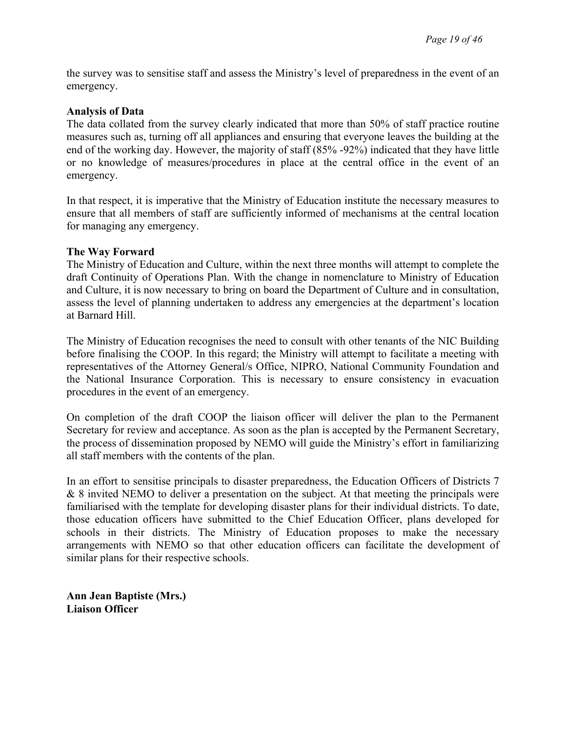the survey was to sensitise staff and assess the Ministry's level of preparedness in the event of an emergency.

**Analysis of Data**

The data collated from the survey clearly indicated that more than 50% of staff practice routine measures such as, turning off all appliances and ensuring that everyone leaves the building at the end of the working day. However, the majority of staff (85% -92%) indicated that they have little or no knowledge of measures/procedures in place at the central office in the event of an emergency.

In that respect, it is imperative that the Ministry of Education institute the necessary measures to ensure that all members of staff are sufficiently informed of mechanisms at the central location for managing any emergency.

**The Way Forward**

The Ministry of Education and Culture, within the next three months will attempt to complete the draft Continuity of Operations Plan. With the change in nomenclature to Ministry of Education and Culture, it is now necessary to bring on board the Department of Culture and in consultation, assess the level of planning undertaken to address any emergencies at the department's location at Barnard Hill.

The Ministry of Education recognises the need to consult with other tenants of the NIC Building before finalising the COOP. In this regard; the Ministry will attempt to facilitate a meeting with representatives of the Attorney General/s Office, NIPRO, National Community Foundation and the National Insurance Corporation. This is necessary to ensure consistency in evacuation procedures in the event of an emergency.

On completion of the draft COOP the liaison officer will deliver the plan to the Permanent Secretary for review and acceptance. As soon as the plan is accepted by the Permanent Secretary, the process of dissemination proposed by NEMO will guide the Ministry's effort in familiarizing all staff members with the contents of the plan.

In an effort to sensitise principals to disaster preparedness, the Education Officers of Districts 7 & 8 invited NEMO to deliver a presentation on the subject. At that meeting the principals were familiarised with the template for developing disaster plans for their individual districts. To date, those education officers have submitted to the Chief Education Officer, plans developed for schools in their districts. The Ministry of Education proposes to make the necessary arrangements with NEMO so that other education officers can facilitate the development of similar plans for their respective schools.

**Ann Jean Baptiste (Mrs.)**
**Liaison Officer**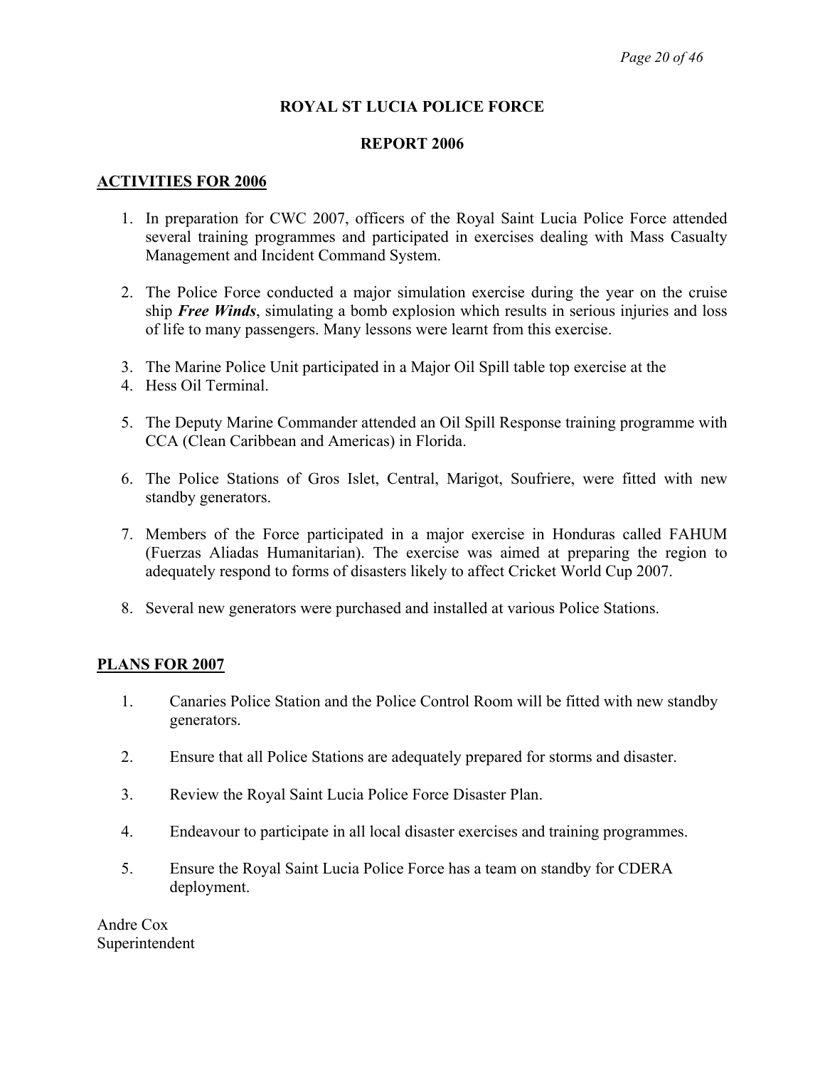**ROYAL ST LUCIA POLICE FORCE**

**REPORT 2006**

**ACTIVITIES FOR 2006**

1. In preparation for CWC 2007, officers of the Royal Saint Lucia Police Force attended several training programmes and participated in exercises dealing with Mass Casualty Management and Incident Command System.

2. The Police Force conducted a major simulation exercise during the year on the cruise ship ***Free Winds***, simulating a bomb explosion which results in serious injuries and loss of life to many passengers. Many lessons were learnt from this exercise.

3. The Marine Police Unit participated in a Major Oil Spill table top exercise at the
4. Hess Oil Terminal.

5. The Deputy Marine Commander attended an Oil Spill Response training programme with CCA (Clean Caribbean and Americas) in Florida.

6. The Police Stations of Gros Islet, Central, Marigot, Soufriere, were fitted with new standby generators.

7. Members of the Force participated in a major exercise in Honduras called FAHUM (Fuerzas Aliadas Humanitarian). The exercise was aimed at preparing the region to adequately respond to forms of disasters likely to affect Cricket World Cup 2007.

8. Several new generators were purchased and installed at various Police Stations.

**PLANS FOR 2007**

1. Canaries Police Station and the Police Control Room will be fitted with new standby generators.

2. Ensure that all Police Stations are adequately prepared for storms and disaster.

3. Review the Royal Saint Lucia Police Force Disaster Plan.

4. Endeavour to participate in all local disaster exercises and training programmes.

5. Ensure the Royal Saint Lucia Police Force has a team on standby for CDERA deployment.

Andre Cox
Superintendent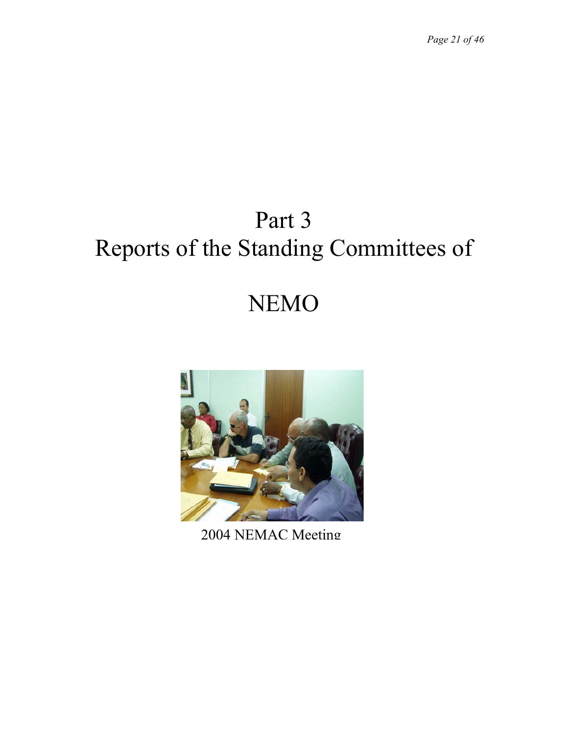# Part 3
# Reports of the Standing Committees of

# NEMO

2004 NEMAC Meeting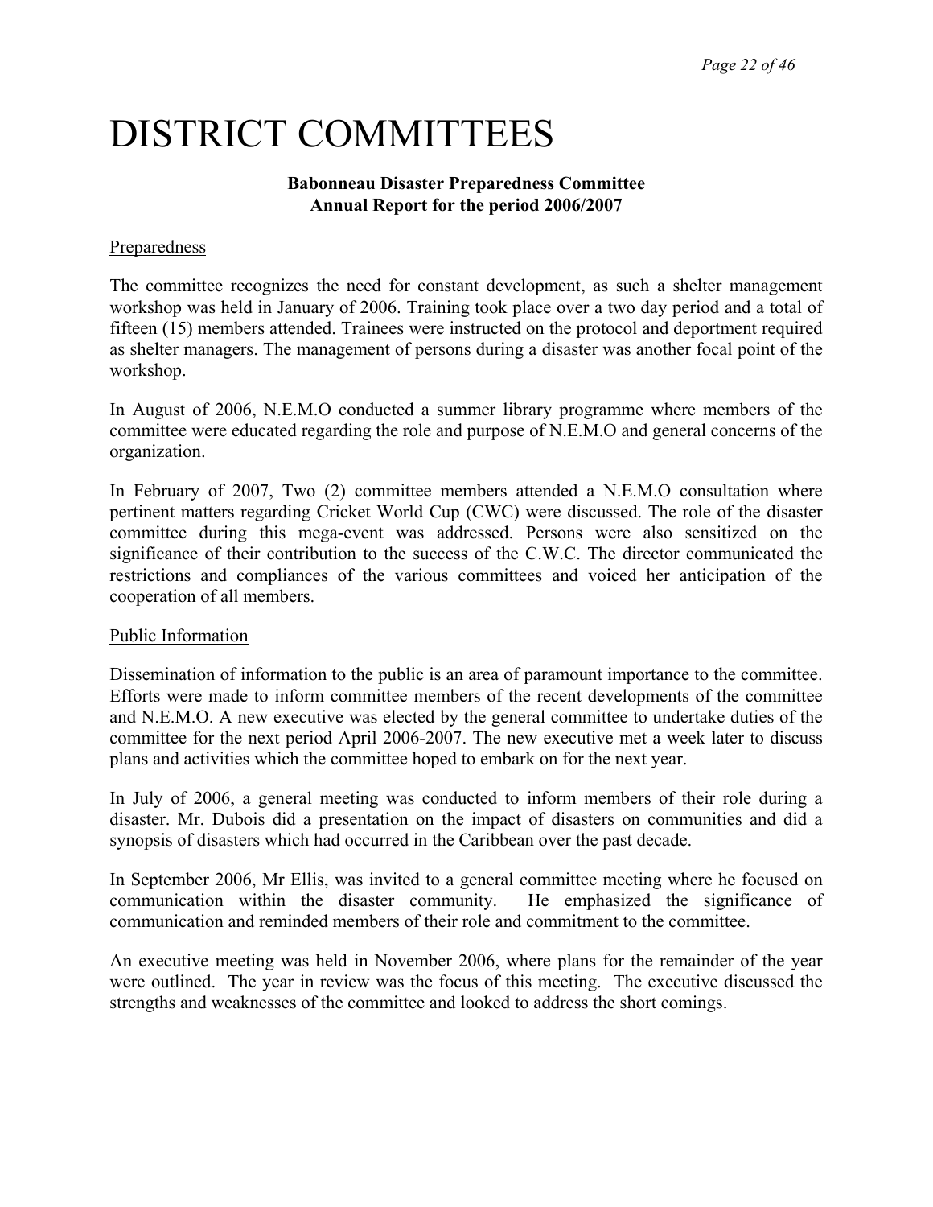# DISTRICT COMMITTEES

**Babonneau Disaster Preparedness Committee**
**Annual Report for the period 2006/2007**

Preparedness

The committee recognizes the need for constant development, as such a shelter management workshop was held in January of 2006. Training took place over a two day period and a total of fifteen (15) members attended. Trainees were instructed on the protocol and deportment required as shelter managers. The management of persons during a disaster was another focal point of the workshop.

In August of 2006, N.E.M.O conducted a summer library programme where members of the committee were educated regarding the role and purpose of N.E.M.O and general concerns of the organization.

In February of 2007, Two (2) committee members attended a N.E.M.O consultation where pertinent matters regarding Cricket World Cup (CWC) were discussed. The role of the disaster committee during this mega-event was addressed. Persons were also sensitized on the significance of their contribution to the success of the C.W.C. The director communicated the restrictions and compliances of the various committees and voiced her anticipation of the cooperation of all members.

Public Information

Dissemination of information to the public is an area of paramount importance to the committee. Efforts were made to inform committee members of the recent developments of the committee and N.E.M.O. A new executive was elected by the general committee to undertake duties of the committee for the next period April 2006-2007. The new executive met a week later to discuss plans and activities which the committee hoped to embark on for the next year.

In July of 2006, a general meeting was conducted to inform members of their role during a disaster. Mr. Dubois did a presentation on the impact of disasters on communities and did a synopsis of disasters which had occurred in the Caribbean over the past decade.

In September 2006, Mr Ellis, was invited to a general committee meeting where he focused on communication within the disaster community. He emphasized the significance of communication and reminded members of their role and commitment to the committee.

An executive meeting was held in November 2006, where plans for the remainder of the year were outlined. The year in review was the focus of this meeting. The executive discussed the strengths and weaknesses of the committee and looked to address the short comings.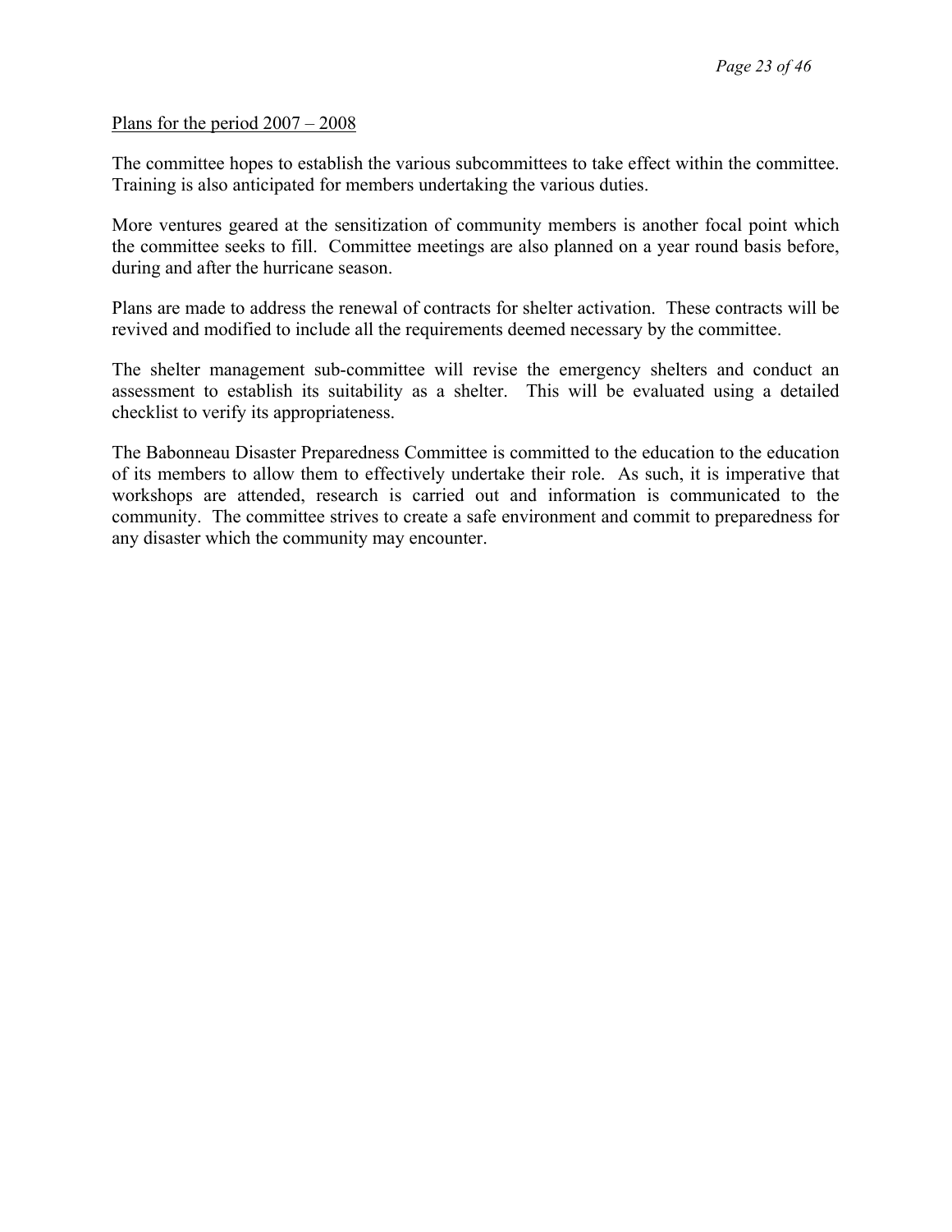<u>Plans for the period 2007 – 2008</u>

The committee hopes to establish the various subcommittees to take effect within the committee. Training is also anticipated for members undertaking the various duties.

More ventures geared at the sensitization of community members is another focal point which the committee seeks to fill. Committee meetings are also planned on a year round basis before, during and after the hurricane season.

Plans are made to address the renewal of contracts for shelter activation. These contracts will be revived and modified to include all the requirements deemed necessary by the committee.

The shelter management sub-committee will revise the emergency shelters and conduct an assessment to establish its suitability as a shelter. This will be evaluated using a detailed checklist to verify its appropriateness.

The Babonneau Disaster Preparedness Committee is committed to the education to the education of its members to allow them to effectively undertake their role. As such, it is imperative that workshops are attended, research is carried out and information is communicated to the community. The committee strives to create a safe environment and commit to preparedness for any disaster which the community may encounter.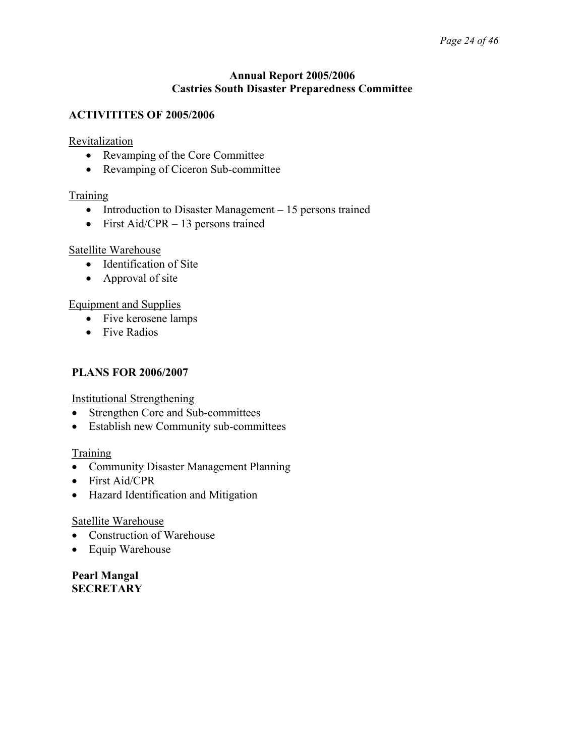**Annual Report 2005/2006**
**Castries South Disaster Preparedness Committee**

## ACTIVITITES OF 2005/2006

<u>Revitalization</u>

- Revamping of the Core Committee
- Revamping of Ciceron Sub-committee

<u>Training</u>

- Introduction to Disaster Management – 15 persons trained
- First Aid/CPR – 13 persons trained

<u>Satellite Warehouse</u>

- Identification of Site
- Approval of site

<u>Equipment and Supplies</u>

- Five kerosene lamps
- Five Radios

## PLANS FOR 2006/2007

<u>Institutional Strengthening</u>

- Strengthen Core and Sub-committees
- Establish new Community sub-committees

<u>Training</u>

- Community Disaster Management Planning
- First Aid/CPR
- Hazard Identification and Mitigation

<u>Satellite Warehouse</u>

- Construction of Warehouse
- Equip Warehouse

**Pearl Mangal**
**SECRETARY**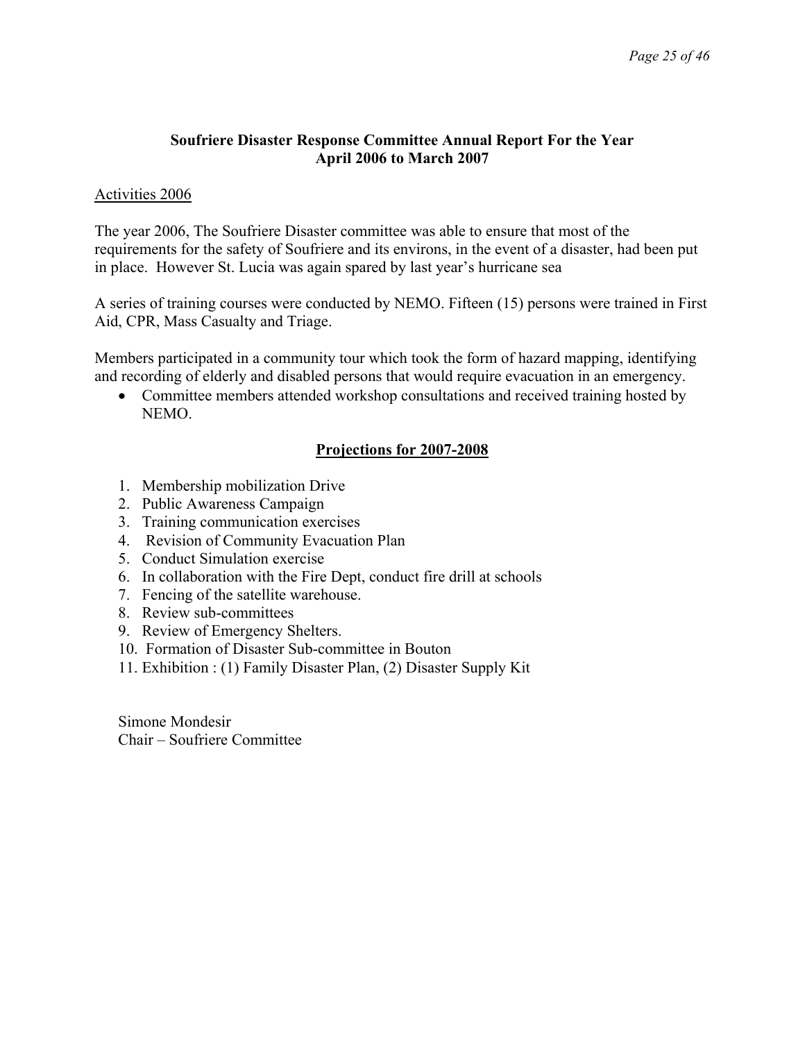**Soufriere Disaster Response Committee Annual Report For the Year April 2006 to March 2007**

Activities 2006

The year 2006, The Soufriere Disaster committee was able to ensure that most of the requirements for the safety of Soufriere and its environs, in the event of a disaster, had been put in place. However St. Lucia was again spared by last year's hurricane sea

A series of training courses were conducted by NEMO. Fifteen (15) persons were trained in First Aid, CPR, Mass Casualty and Triage.

Members participated in a community tour which took the form of hazard mapping, identifying and recording of elderly and disabled persons that would require evacuation in an emergency.

- Committee members attended workshop consultations and received training hosted by NEMO.

**Projections for 2007-2008**

1. Membership mobilization Drive
2. Public Awareness Campaign
3. Training communication exercises
4. Revision of Community Evacuation Plan
5. Conduct Simulation exercise
6. In collaboration with the Fire Dept, conduct fire drill at schools
7. Fencing of the satellite warehouse.
8. Review sub-committees
9. Review of Emergency Shelters.
10. Formation of Disaster Sub-committee in Bouton
11. Exhibition : (1) Family Disaster Plan, (2) Disaster Supply Kit

Simone Mondesir
Chair – Soufriere Committee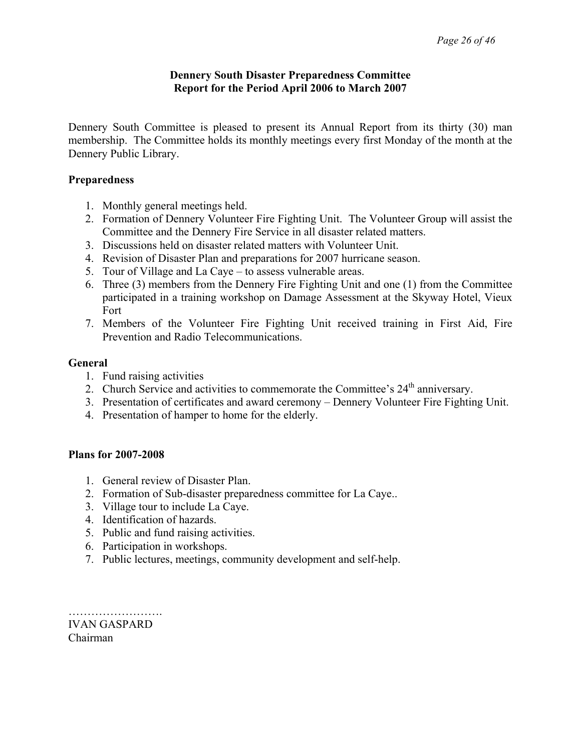**Dennery South Disaster Preparedness Committee**
**Report for the Period April 2006 to March 2007**

Dennery South Committee is pleased to present its Annual Report from its thirty (30) man membership. The Committee holds its monthly meetings every first Monday of the month at the Dennery Public Library.

**Preparedness**

1. Monthly general meetings held.
2. Formation of Dennery Volunteer Fire Fighting Unit. The Volunteer Group will assist the Committee and the Dennery Fire Service in all disaster related matters.
3. Discussions held on disaster related matters with Volunteer Unit.
4. Revision of Disaster Plan and preparations for 2007 hurricane season.
5. Tour of Village and La Caye – to assess vulnerable areas.
6. Three (3) members from the Dennery Fire Fighting Unit and one (1) from the Committee participated in a training workshop on Damage Assessment at the Skyway Hotel, Vieux Fort
7. Members of the Volunteer Fire Fighting Unit received training in First Aid, Fire Prevention and Radio Telecommunications.

**General**

1. Fund raising activities
2. Church Service and activities to commemorate the Committee's 24th anniversary.
3. Presentation of certificates and award ceremony – Dennery Volunteer Fire Fighting Unit.
4. Presentation of hamper to home for the elderly.

**Plans for 2007-2008**

1. General review of Disaster Plan.
2. Formation of Sub-disaster preparedness committee for La Caye..
3. Village tour to include La Caye.
4. Identification of hazards.
5. Public and fund raising activities.
6. Participation in workshops.
7. Public lectures, meetings, community development and self-help.

…………………….
IVAN GASPARD
Chairman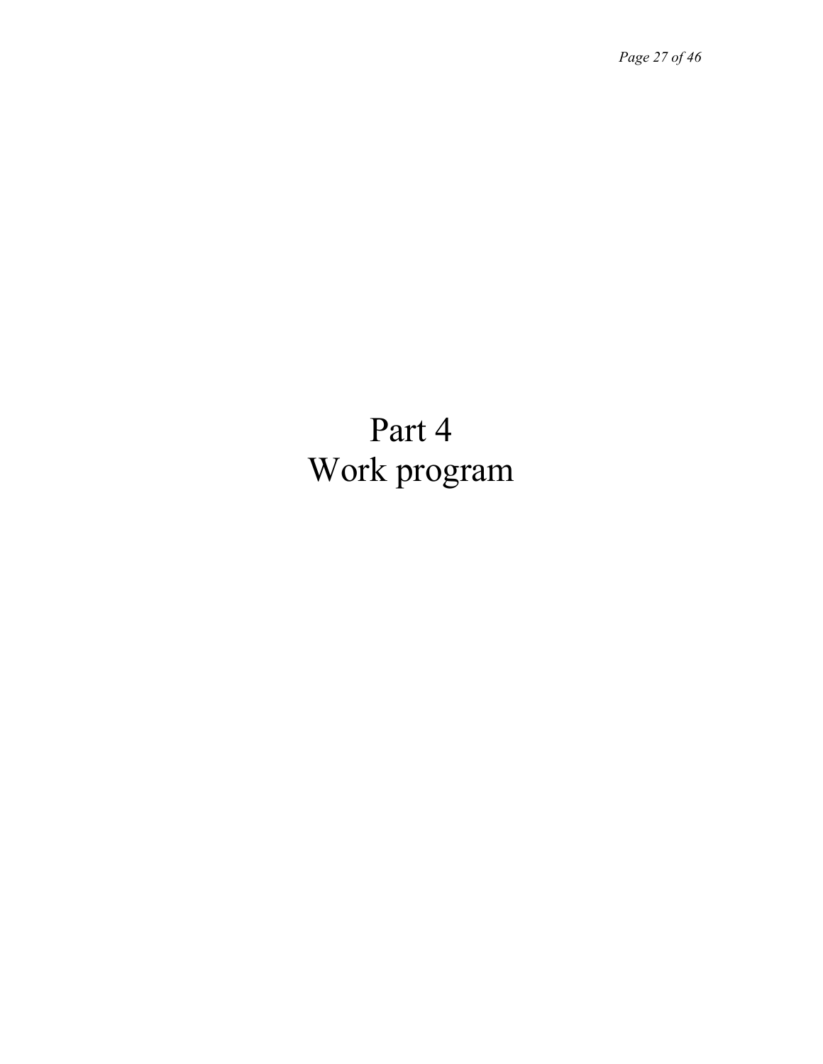# Part 4
# Work program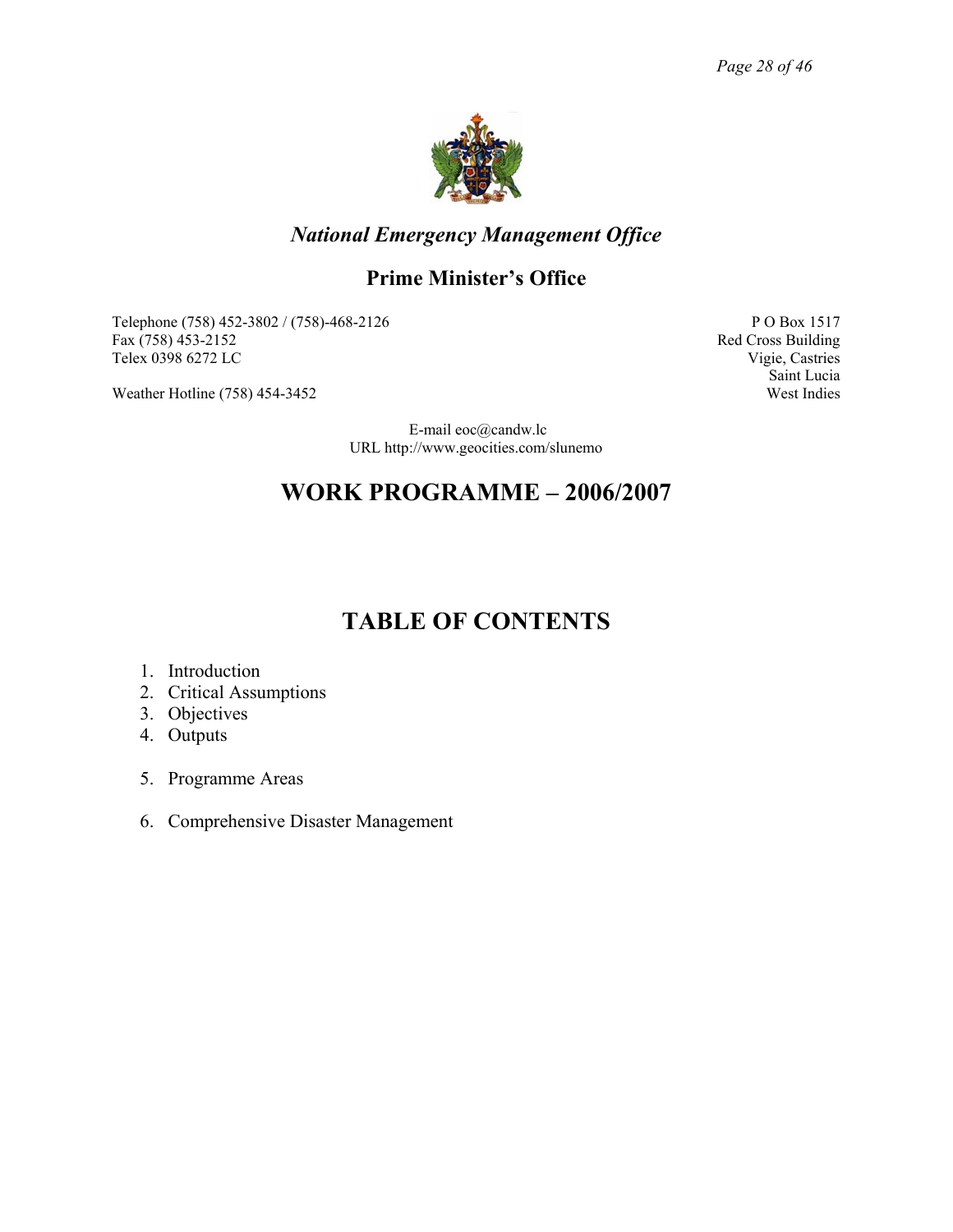*National Emergency Management Office*

**Prime Minister's Office**

Telephone (758) 452-3802 / (758)-468-2126
Fax (758) 453-2152
Telex 0398 6272 LC

Weather Hotline (758) 454-3452

P O Box 1517
Red Cross Building
Vigie, Castries
Saint Lucia
West Indies

E-mail eoc@candw.lc
URL http://www.geocities.com/slunemo

# WORK PROGRAMME – 2006/2007

# TABLE OF CONTENTS

1. Introduction
2. Critical Assumptions
3. Objectives
4. Outputs
5. Programme Areas
6. Comprehensive Disaster Management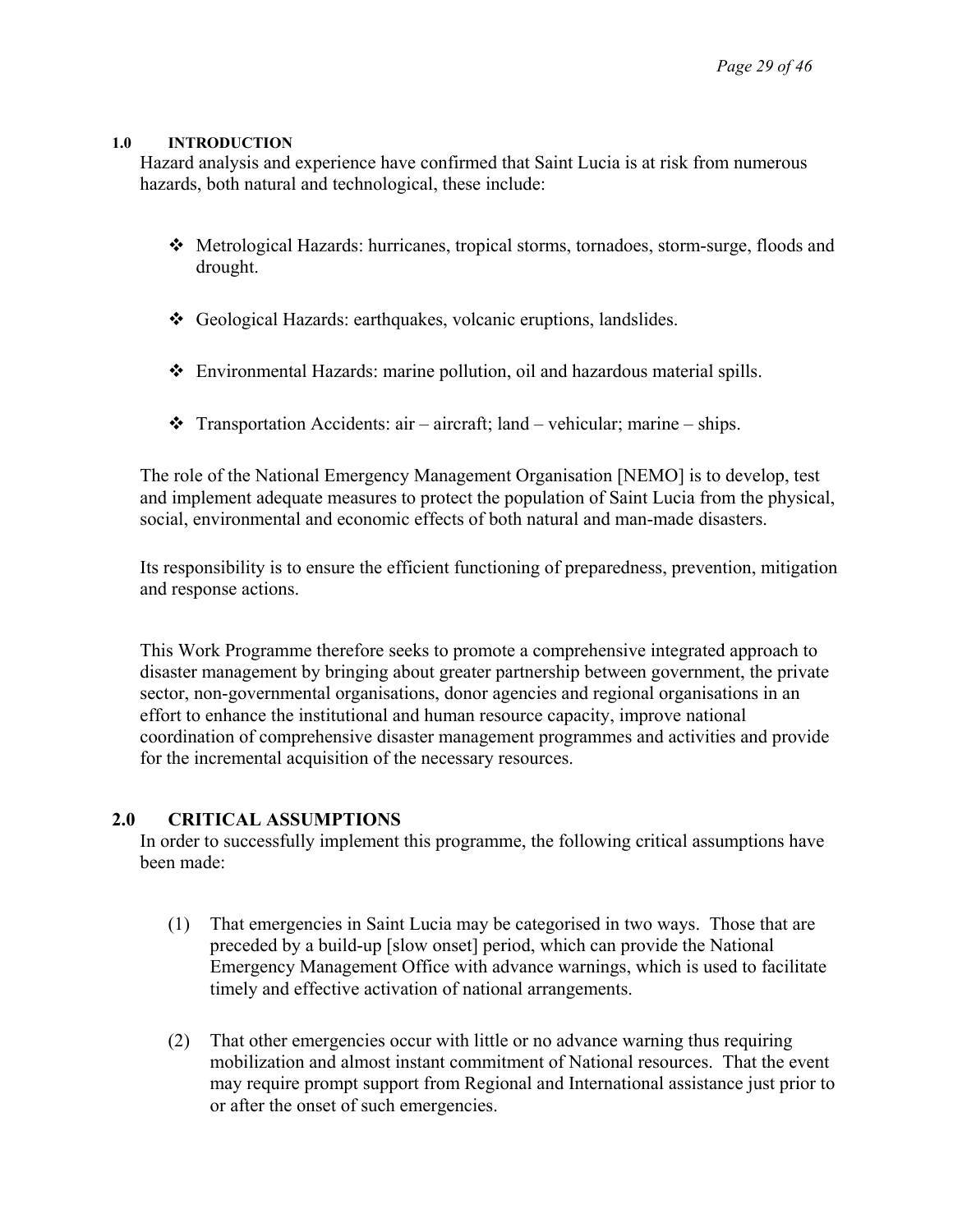## 1.0 INTRODUCTION

Hazard analysis and experience have confirmed that Saint Lucia is at risk from numerous hazards, both natural and technological, these include:

- Metrological Hazards: hurricanes, tropical storms, tornadoes, storm-surge, floods and drought.
- Geological Hazards: earthquakes, volcanic eruptions, landslides.
- Environmental Hazards: marine pollution, oil and hazardous material spills.
- Transportation Accidents: air – aircraft; land – vehicular; marine – ships.

The role of the National Emergency Management Organisation [NEMO] is to develop, test and implement adequate measures to protect the population of Saint Lucia from the physical, social, environmental and economic effects of both natural and man-made disasters.

Its responsibility is to ensure the efficient functioning of preparedness, prevention, mitigation and response actions.

This Work Programme therefore seeks to promote a comprehensive integrated approach to disaster management by bringing about greater partnership between government, the private sector, non-governmental organisations, donor agencies and regional organisations in an effort to enhance the institutional and human resource capacity, improve national coordination of comprehensive disaster management programmes and activities and provide for the incremental acquisition of the necessary resources.

## 2.0 CRITICAL ASSUMPTIONS

In order to successfully implement this programme, the following critical assumptions have been made:

(1) That emergencies in Saint Lucia may be categorised in two ways. Those that are preceded by a build-up [slow onset] period, which can provide the National Emergency Management Office with advance warnings, which is used to facilitate timely and effective activation of national arrangements.

(2) That other emergencies occur with little or no advance warning thus requiring mobilization and almost instant commitment of National resources. That the event may require prompt support from Regional and International assistance just prior to or after the onset of such emergencies.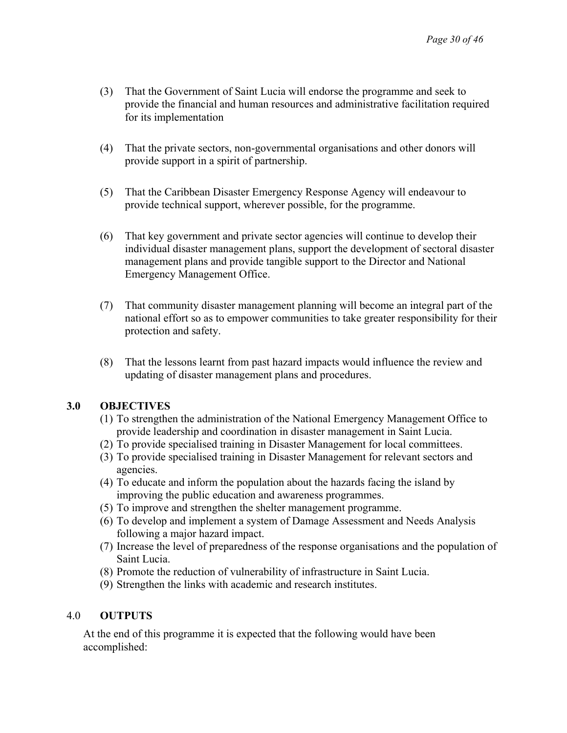(3) That the Government of Saint Lucia will endorse the programme and seek to provide the financial and human resources and administrative facilitation required for its implementation

(4) That the private sectors, non-governmental organisations and other donors will provide support in a spirit of partnership.

(5) That the Caribbean Disaster Emergency Response Agency will endeavour to provide technical support, wherever possible, for the programme.

(6) That key government and private sector agencies will continue to develop their individual disaster management plans, support the development of sectoral disaster management plans and provide tangible support to the Director and National Emergency Management Office.

(7) That community disaster management planning will become an integral part of the national effort so as to empower communities to take greater responsibility for their protection and safety.

(8) That the lessons learnt from past hazard impacts would influence the review and updating of disaster management plans and procedures.

## 3.0 OBJECTIVES

(1) To strengthen the administration of the National Emergency Management Office to provide leadership and coordination in disaster management in Saint Lucia.
(2) To provide specialised training in Disaster Management for local committees.
(3) To provide specialised training in Disaster Management for relevant sectors and agencies.
(4) To educate and inform the population about the hazards facing the island by improving the public education and awareness programmes.
(5) To improve and strengthen the shelter management programme.
(6) To develop and implement a system of Damage Assessment and Needs Analysis following a major hazard impact.
(7) Increase the level of preparedness of the response organisations and the population of Saint Lucia.
(8) Promote the reduction of vulnerability of infrastructure in Saint Lucia.
(9) Strengthen the links with academic and research institutes.

## 4.0 OUTPUTS

At the end of this programme it is expected that the following would have been accomplished: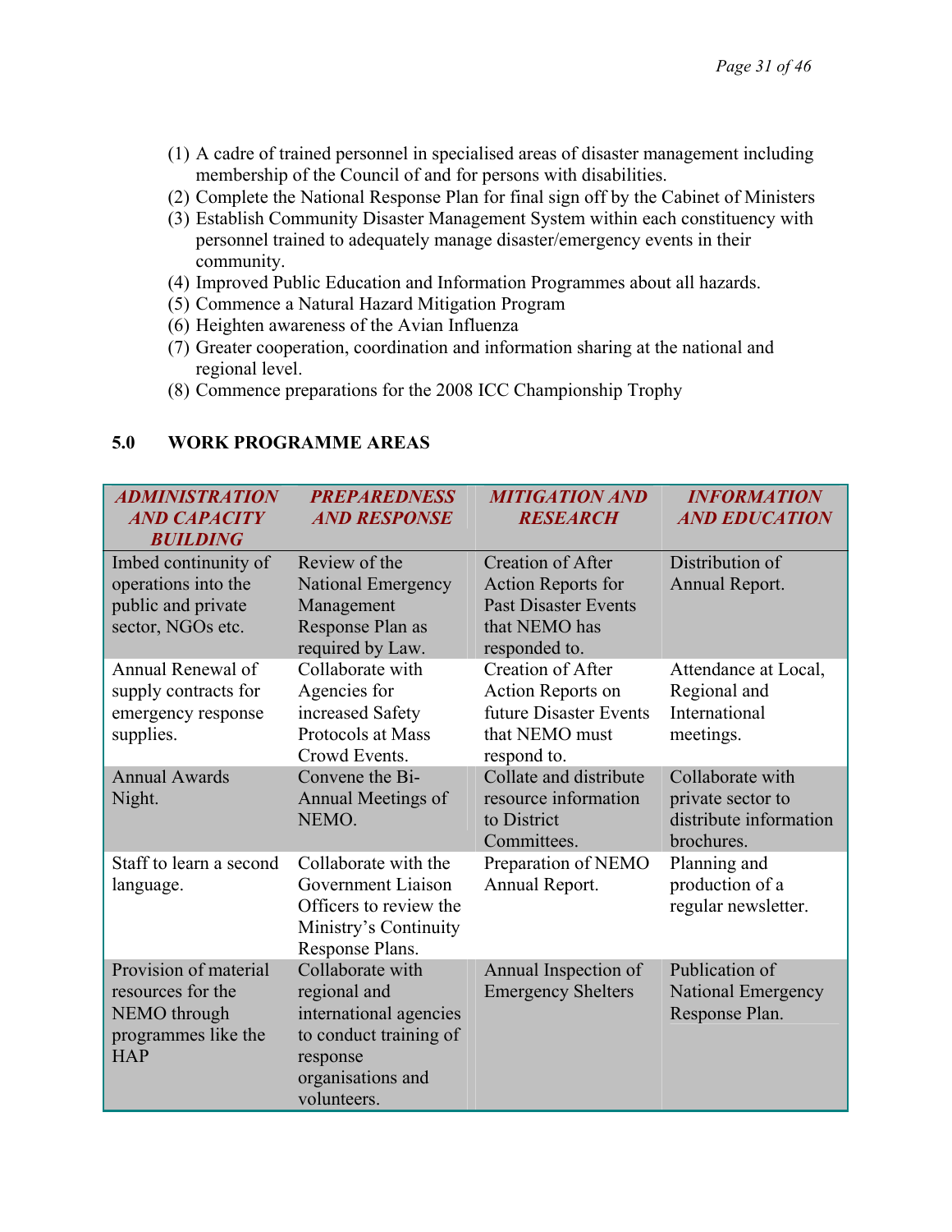(1) A cadre of trained personnel in specialised areas of disaster management including membership of the Council of and for persons with disabilities.
(2) Complete the National Response Plan for final sign off by the Cabinet of Ministers
(3) Establish Community Disaster Management System within each constituency with personnel trained to adequately manage disaster/emergency events in their community.
(4) Improved Public Education and Information Programmes about all hazards.
(5) Commence a Natural Hazard Mitigation Program
(6) Heighten awareness of the Avian Influenza
(7) Greater cooperation, coordination and information sharing at the national and regional level.
(8) Commence preparations for the 2008 ICC Championship Trophy

## 5.0 WORK PROGRAMME AREAS

| ***ADMINISTRATION AND CAPACITY BUILDING*** | ***PREPAREDNESS AND RESPONSE*** | ***MITIGATION AND RESEARCH*** | ***INFORMATION AND EDUCATION*** |
|---|---|---|---|
| Imbed continuity of operations into the public and private sector, NGOs etc. | Review of the National Emergency Management Response Plan as required by Law. | Creation of After Action Reports for Past Disaster Events that NEMO has responded to. | Distribution of Annual Report. |
| Annual Renewal of supply contracts for emergency response supplies. | Collaborate with Agencies for increased Safety Protocols at Mass Crowd Events. | Creation of After Action Reports on future Disaster Events that NEMO must respond to. | Attendance at Local, Regional and International meetings. |
| Annual Awards Night. | Convene the Bi-Annual Meetings of NEMO. | Collate and distribute resource information to District Committees. | Collaborate with private sector to distribute information brochures. |
| Staff to learn a second language. | Collaborate with the Government Liaison Officers to review the Ministry's Continuity Response Plans. | Preparation of NEMO Annual Report. | Planning and production of a regular newsletter. |
| Provision of material resources for the NEMO through programmes like the HAP | Collaborate with regional and international agencies to conduct training of response organisations and volunteers. | Annual Inspection of Emergency Shelters | Publication of National Emergency Response Plan. |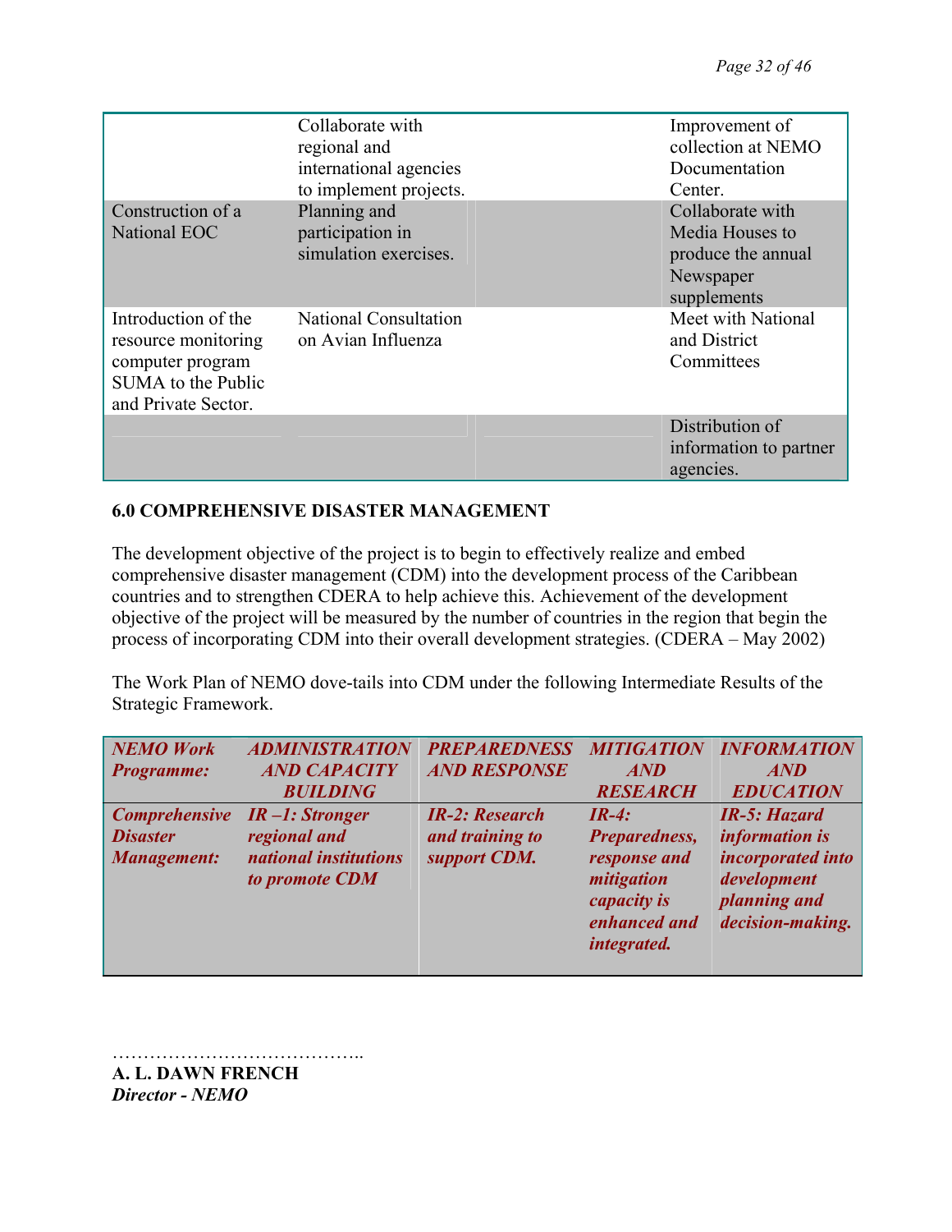| | | | |
|---|---|---|---|
| | Collaborate with regional and international agencies to implement projects. | | Improvement of collection at NEMO Documentation Center. |
| Construction of a National EOC | Planning and participation in simulation exercises. | | Collaborate with Media Houses to produce the annual Newspaper supplements |
| Introduction of the resource monitoring computer program SUMA to the Public and Private Sector. | National Consultation on Avian Influenza | | Meet with National and District Committees |
| | | | Distribution of information to partner agencies. |

**6.0 COMPREHENSIVE DISASTER MANAGEMENT**

The development objective of the project is to begin to effectively realize and embed comprehensive disaster management (CDM) into the development process of the Caribbean countries and to strengthen CDERA to help achieve this. Achievement of the development objective of the project will be measured by the number of countries in the region that begin the process of incorporating CDM into their overall development strategies. (CDERA – May 2002)

The Work Plan of NEMO dove-tails into CDM under the following Intermediate Results of the Strategic Framework.

| ***NEMO Work Programme:*** | ***ADMINISTRATION AND CAPACITY BUILDING*** | ***PREPAREDNESS AND RESPONSE*** | ***MITIGATION AND RESEARCH*** | ***INFORMATION AND EDUCATION*** |
|---|---|---|---|---|
| ***Comprehensive Disaster Management:*** | ***IR –1: Stronger regional and national institutions to promote CDM*** | ***IR-2: Research and training to support CDM.*** | ***IR-4: Preparedness, response and mitigation capacity is enhanced and integrated.*** | ***IR-5: Hazard information is incorporated into development planning and decision-making.*** |

…………………………………..

**A. L. DAWN FRENCH**
***Director - NEMO***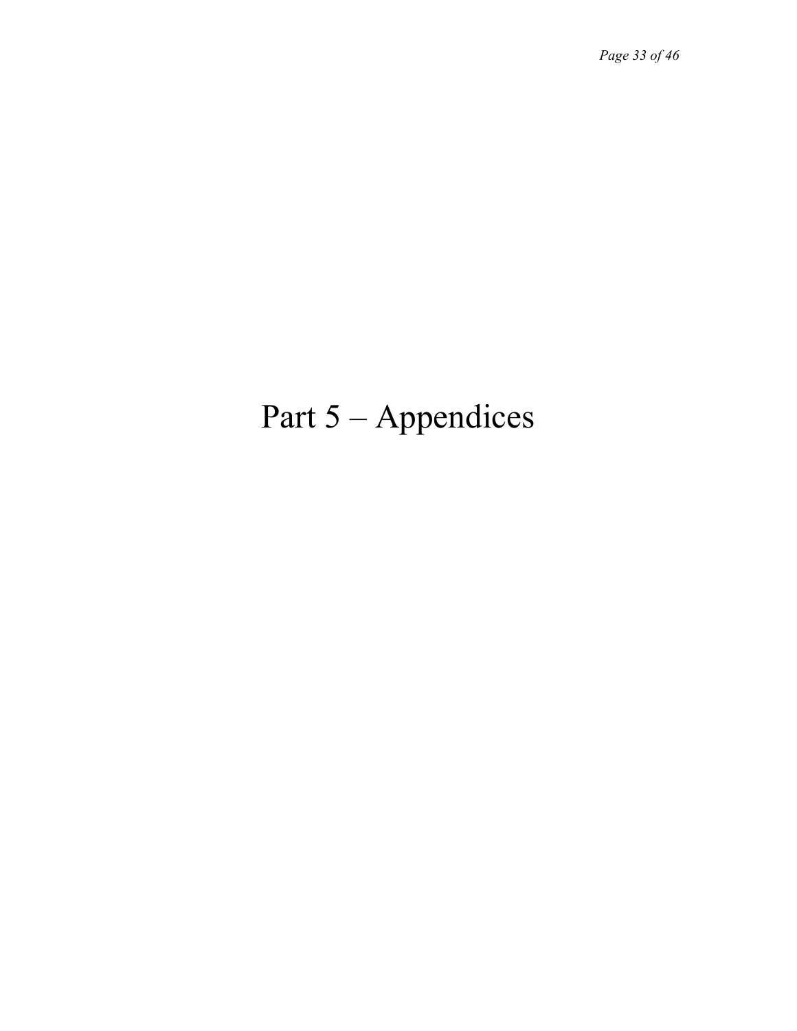# Part 5 – Appendices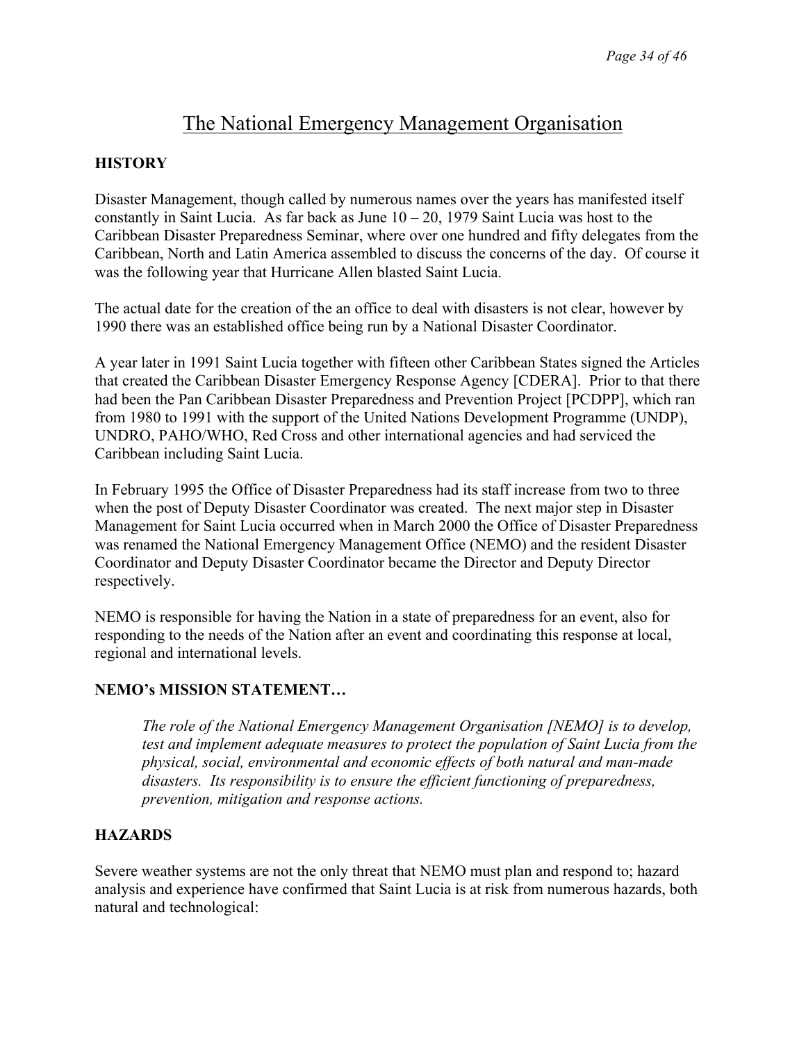# The National Emergency Management Organisation

**HISTORY**

Disaster Management, though called by numerous names over the years has manifested itself constantly in Saint Lucia. As far back as June 10 – 20, 1979 Saint Lucia was host to the Caribbean Disaster Preparedness Seminar, where over one hundred and fifty delegates from the Caribbean, North and Latin America assembled to discuss the concerns of the day. Of course it was the following year that Hurricane Allen blasted Saint Lucia.

The actual date for the creation of the an office to deal with disasters is not clear, however by 1990 there was an established office being run by a National Disaster Coordinator.

A year later in 1991 Saint Lucia together with fifteen other Caribbean States signed the Articles that created the Caribbean Disaster Emergency Response Agency [CDERA]. Prior to that there had been the Pan Caribbean Disaster Preparedness and Prevention Project [PCDPP], which ran from 1980 to 1991 with the support of the United Nations Development Programme (UNDP), UNDRO, PAHO/WHO, Red Cross and other international agencies and had serviced the Caribbean including Saint Lucia.

In February 1995 the Office of Disaster Preparedness had its staff increase from two to three when the post of Deputy Disaster Coordinator was created. The next major step in Disaster Management for Saint Lucia occurred when in March 2000 the Office of Disaster Preparedness was renamed the National Emergency Management Office (NEMO) and the resident Disaster Coordinator and Deputy Disaster Coordinator became the Director and Deputy Director respectively.

NEMO is responsible for having the Nation in a state of preparedness for an event, also for responding to the needs of the Nation after an event and coordinating this response at local, regional and international levels.

**NEMO's MISSION STATEMENT…**

*The role of the National Emergency Management Organisation [NEMO] is to develop, test and implement adequate measures to protect the population of Saint Lucia from the physical, social, environmental and economic effects of both natural and man-made disasters. Its responsibility is to ensure the efficient functioning of preparedness, prevention, mitigation and response actions.*

**HAZARDS**

Severe weather systems are not the only threat that NEMO must plan and respond to; hazard analysis and experience have confirmed that Saint Lucia is at risk from numerous hazards, both natural and technological: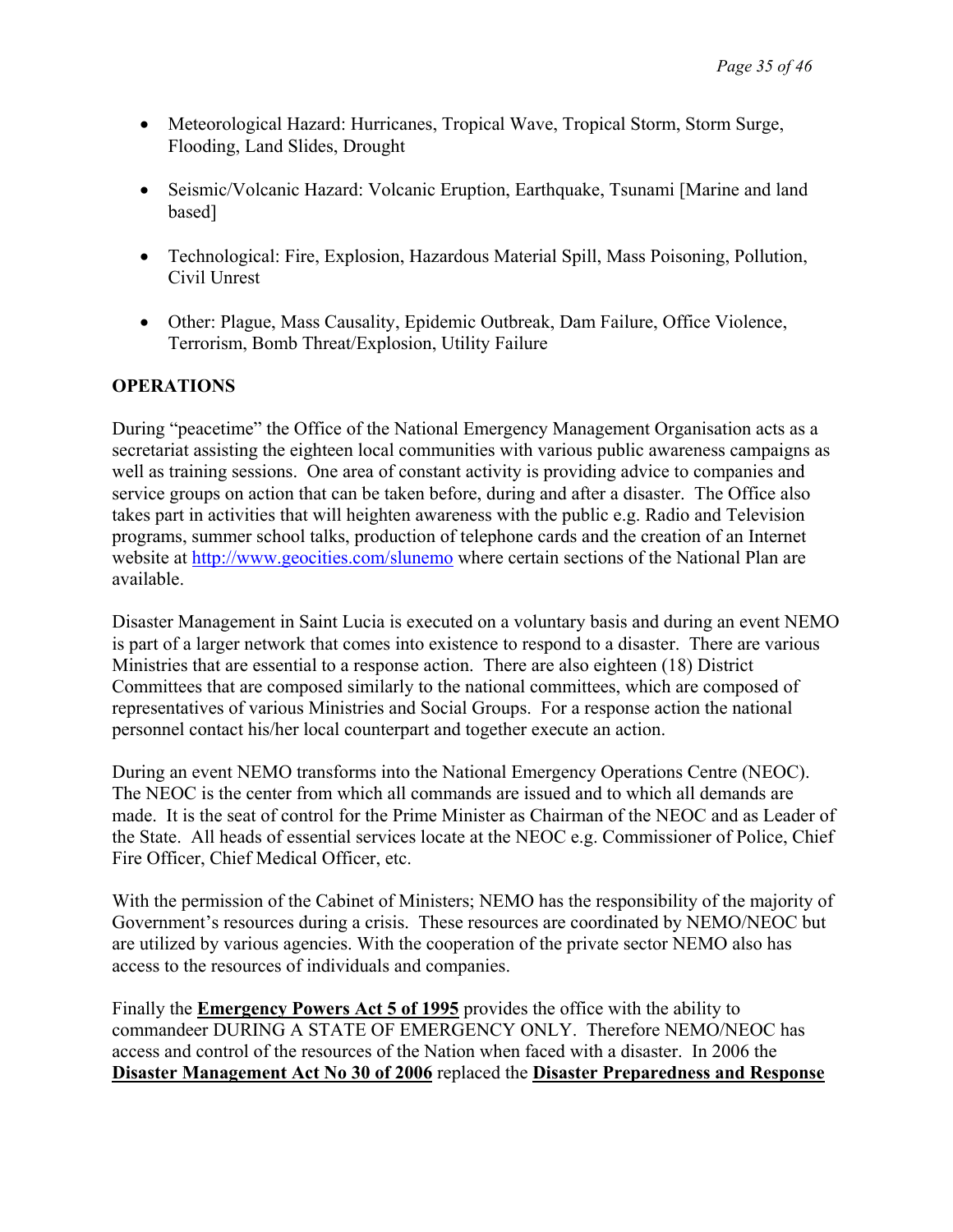- Meteorological Hazard: Hurricanes, Tropical Wave, Tropical Storm, Storm Surge, Flooding, Land Slides, Drought

- Seismic/Volcanic Hazard: Volcanic Eruption, Earthquake, Tsunami [Marine and land based]

- Technological: Fire, Explosion, Hazardous Material Spill, Mass Poisoning, Pollution, Civil Unrest

- Other: Plague, Mass Causality, Epidemic Outbreak, Dam Failure, Office Violence, Terrorism, Bomb Threat/Explosion, Utility Failure

**OPERATIONS**

During "peacetime" the Office of the National Emergency Management Organisation acts as a secretariat assisting the eighteen local communities with various public awareness campaigns as well as training sessions. One area of constant activity is providing advice to companies and service groups on action that can be taken before, during and after a disaster. The Office also takes part in activities that will heighten awareness with the public e.g. Radio and Television programs, summer school talks, production of telephone cards and the creation of an Internet website at http://www.geocities.com/slunemo where certain sections of the National Plan are available.

Disaster Management in Saint Lucia is executed on a voluntary basis and during an event NEMO is part of a larger network that comes into existence to respond to a disaster. There are various Ministries that are essential to a response action. There are also eighteen (18) District Committees that are composed similarly to the national committees, which are composed of representatives of various Ministries and Social Groups. For a response action the national personnel contact his/her local counterpart and together execute an action.

During an event NEMO transforms into the National Emergency Operations Centre (NEOC). The NEOC is the center from which all commands are issued and to which all demands are made. It is the seat of control for the Prime Minister as Chairman of the NEOC and as Leader of the State. All heads of essential services locate at the NEOC e.g. Commissioner of Police, Chief Fire Officer, Chief Medical Officer, etc.

With the permission of the Cabinet of Ministers; NEMO has the responsibility of the majority of Government's resources during a crisis. These resources are coordinated by NEMO/NEOC but are utilized by various agencies. With the cooperation of the private sector NEMO also has access to the resources of individuals and companies.

Finally the **Emergency Powers Act 5 of 1995** provides the office with the ability to commandeer DURING A STATE OF EMERGENCY ONLY. Therefore NEMO/NEOC has access and control of the resources of the Nation when faced with a disaster. In 2006 the **Disaster Management Act No 30 of 2006** replaced the **Disaster Preparedness and Response**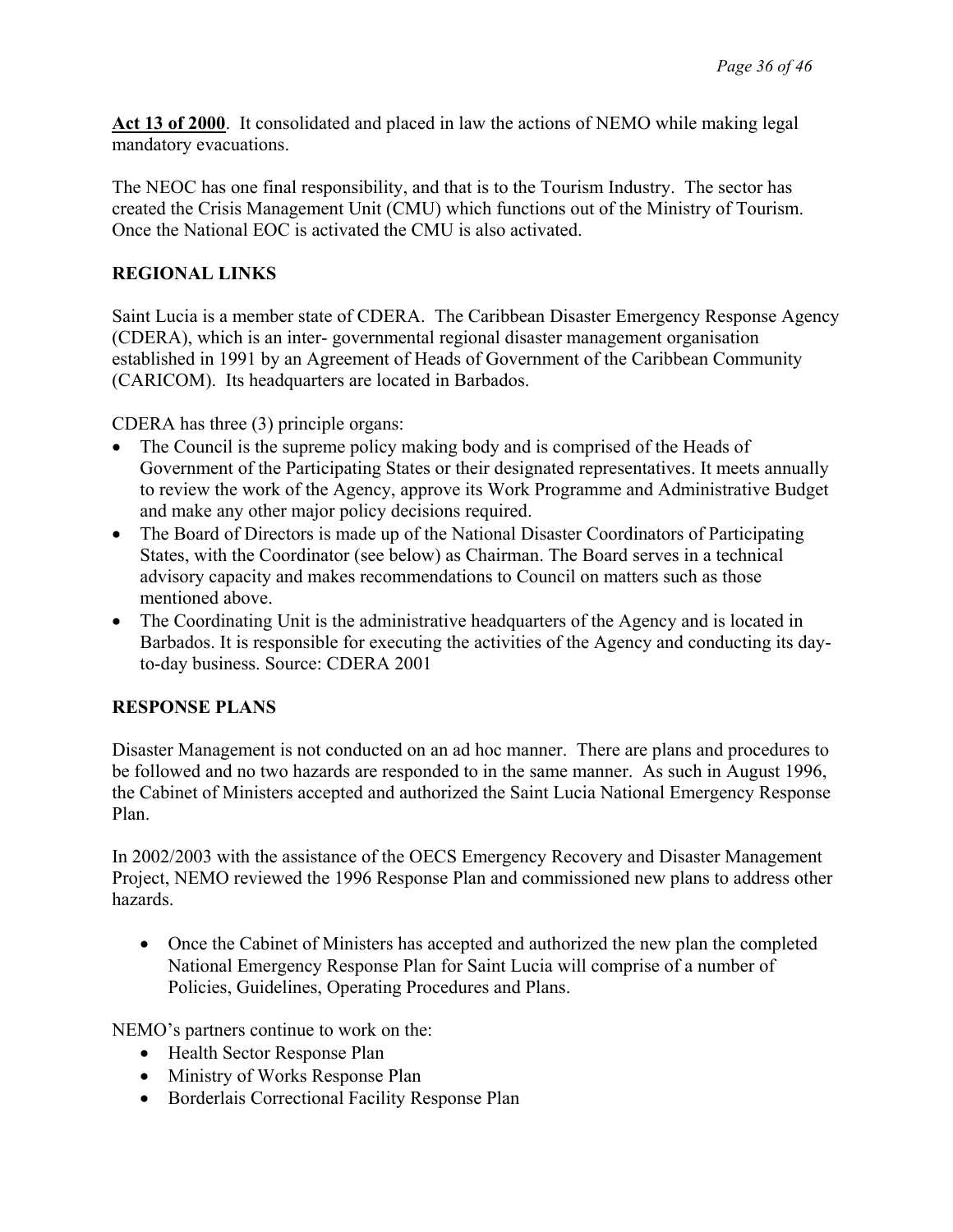**Act 13 of 2000**. It consolidated and placed in law the actions of NEMO while making legal mandatory evacuations.

The NEOC has one final responsibility, and that is to the Tourism Industry. The sector has created the Crisis Management Unit (CMU) which functions out of the Ministry of Tourism. Once the National EOC is activated the CMU is also activated.

## REGIONAL LINKS

Saint Lucia is a member state of CDERA. The Caribbean Disaster Emergency Response Agency (CDERA), which is an inter- governmental regional disaster management organisation established in 1991 by an Agreement of Heads of Government of the Caribbean Community (CARICOM). Its headquarters are located in Barbados.

CDERA has three (3) principle organs:

- The Council is the supreme policy making body and is comprised of the Heads of Government of the Participating States or their designated representatives. It meets annually to review the work of the Agency, approve its Work Programme and Administrative Budget and make any other major policy decisions required.
- The Board of Directors is made up of the National Disaster Coordinators of Participating States, with the Coordinator (see below) as Chairman. The Board serves in a technical advisory capacity and makes recommendations to Council on matters such as those mentioned above.
- The Coordinating Unit is the administrative headquarters of the Agency and is located in Barbados. It is responsible for executing the activities of the Agency and conducting its day-to-day business. Source: CDERA 2001

## RESPONSE PLANS

Disaster Management is not conducted on an ad hoc manner. There are plans and procedures to be followed and no two hazards are responded to in the same manner. As such in August 1996, the Cabinet of Ministers accepted and authorized the Saint Lucia National Emergency Response Plan.

In 2002/2003 with the assistance of the OECS Emergency Recovery and Disaster Management Project, NEMO reviewed the 1996 Response Plan and commissioned new plans to address other hazards.

- Once the Cabinet of Ministers has accepted and authorized the new plan the completed National Emergency Response Plan for Saint Lucia will comprise of a number of Policies, Guidelines, Operating Procedures and Plans.

NEMO's partners continue to work on the:

- Health Sector Response Plan
- Ministry of Works Response Plan
- Borderlais Correctional Facility Response Plan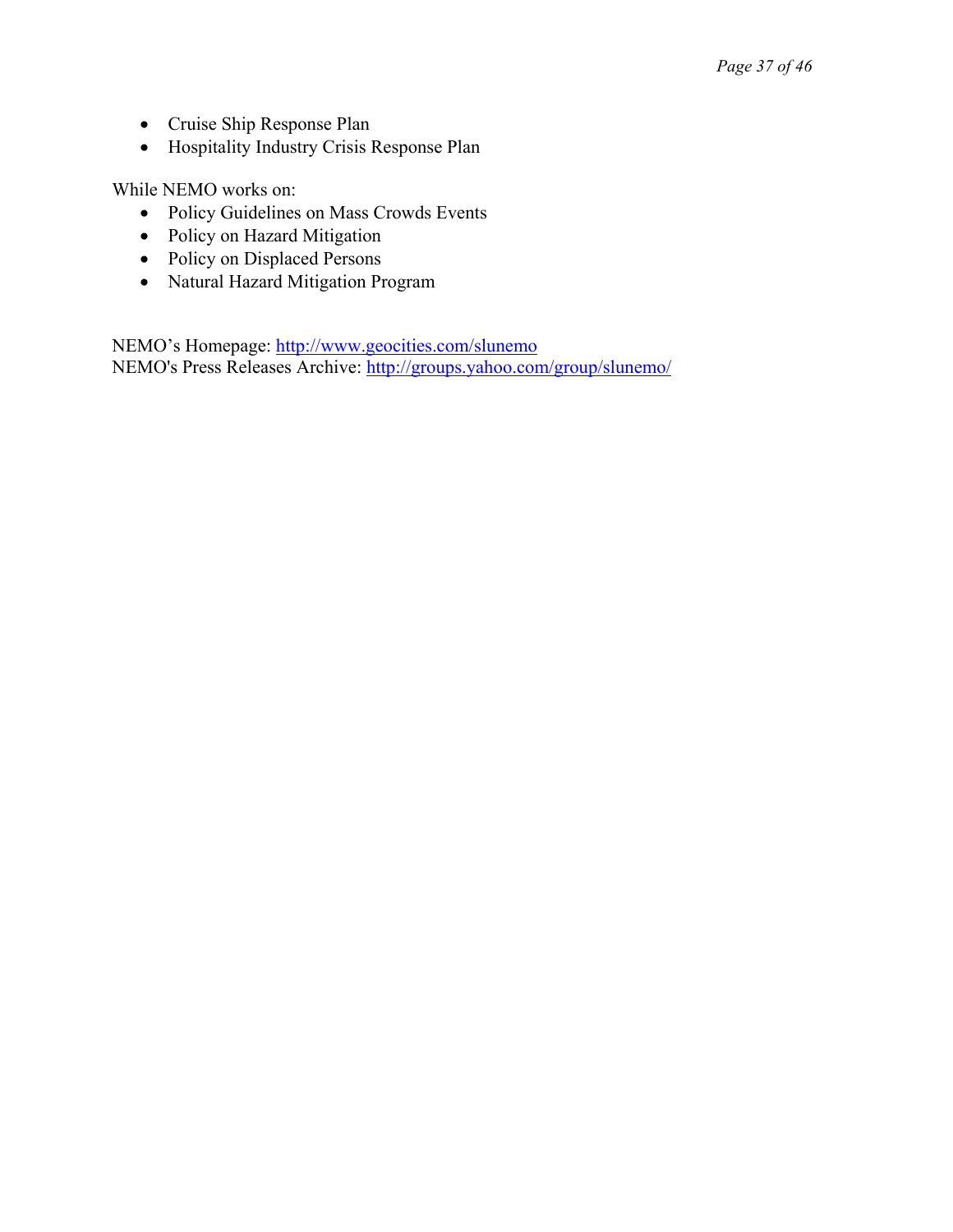- Cruise Ship Response Plan
- Hospitality Industry Crisis Response Plan

While NEMO works on:

- Policy Guidelines on Mass Crowds Events
- Policy on Hazard Mitigation
- Policy on Displaced Persons
- Natural Hazard Mitigation Program

NEMO's Homepage: [http://www.geocities.com/slunemo](http://www.geocities.com/slunemo)
NEMO's Press Releases Archive: [http://groups.yahoo.com/group/slunemo/](http://groups.yahoo.com/group/slunemo/)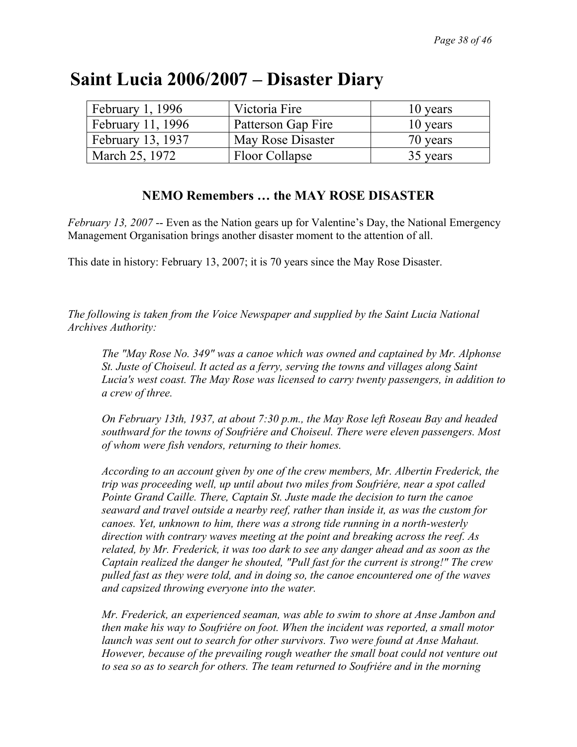# Saint Lucia 2006/2007 – Disaster Diary

| February 1, 1996 | Victoria Fire | 10 years |
|---|---|---|
| February 11, 1996 | Patterson Gap Fire | 10 years |
| February 13, 1937 | May Rose Disaster | 70 years |
| March 25, 1972 | Floor Collapse | 35 years |

### NEMO Remembers … the MAY ROSE DISASTER

*February 13, 2007* -- Even as the Nation gears up for Valentine's Day, the National Emergency Management Organisation brings another disaster moment to the attention of all.

This date in history: February 13, 2007; it is 70 years since the May Rose Disaster.

*The following is taken from the Voice Newspaper and supplied by the Saint Lucia National Archives Authority:*

> *The "May Rose No. 349" was a canoe which was owned and captained by Mr. Alphonse St. Juste of Choiseul. It acted as a ferry, serving the towns and villages along Saint Lucia's west coast. The May Rose was licensed to carry twenty passengers, in addition to a crew of three.*
>
> *On February 13th, 1937, at about 7:30 p.m., the May Rose left Roseau Bay and headed southward for the towns of Soufriére and Choiseul. There were eleven passengers. Most of whom were fish vendors, returning to their homes.*
>
> *According to an account given by one of the crew members, Mr. Albertin Frederick, the trip was proceeding well, up until about two miles from Soufriére, near a spot called Pointe Grand Caille. There, Captain St. Juste made the decision to turn the canoe seaward and travel outside a nearby reef, rather than inside it, as was the custom for canoes. Yet, unknown to him, there was a strong tide running in a north-westerly direction with contrary waves meeting at the point and breaking across the reef. As related, by Mr. Frederick, it was too dark to see any danger ahead and as soon as the Captain realized the danger he shouted, "Pull fast for the current is strong!" The crew pulled fast as they were told, and in doing so, the canoe encountered one of the waves and capsized throwing everyone into the water.*
>
> *Mr. Frederick, an experienced seaman, was able to swim to shore at Anse Jambon and then make his way to Soufriére on foot. When the incident was reported, a small motor launch was sent out to search for other survivors. Two were found at Anse Mahaut. However, because of the prevailing rough weather the small boat could not venture out to sea so as to search for others. The team returned to Soufriére and in the morning*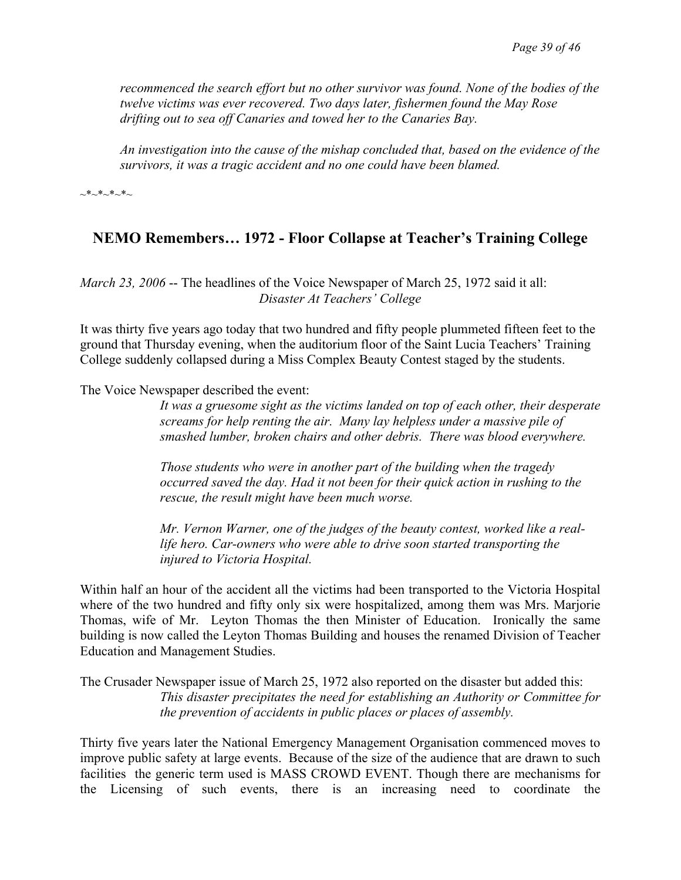*recommenced the search effort but no other survivor was found. None of the bodies of the twelve victims was ever recovered. Two days later, fishermen found the May Rose drifting out to sea off Canaries and towed her to the Canaries Bay.*

*An investigation into the cause of the mishap concluded that, based on the evidence of the survivors, it was a tragic accident and no one could have been blamed.*

~*~*~*~*~

## NEMO Remembers… 1972 - Floor Collapse at Teacher's Training College

*March 23, 2006* -- The headlines of the Voice Newspaper of March 25, 1972 said it all:
*Disaster At Teachers' College*

It was thirty five years ago today that two hundred and fifty people plummeted fifteen feet to the ground that Thursday evening, when the auditorium floor of the Saint Lucia Teachers' Training College suddenly collapsed during a Miss Complex Beauty Contest staged by the students.

The Voice Newspaper described the event:

> *It was a gruesome sight as the victims landed on top of each other, their desperate screams for help renting the air. Many lay helpless under a massive pile of smashed lumber, broken chairs and other debris. There was blood everywhere.*
>
> *Those students who were in another part of the building when the tragedy occurred saved the day. Had it not been for their quick action in rushing to the rescue, the result might have been much worse.*
>
> *Mr. Vernon Warner, one of the judges of the beauty contest, worked like a real-life hero. Car-owners who were able to drive soon started transporting the injured to Victoria Hospital.*

Within half an hour of the accident all the victims had been transported to the Victoria Hospital where of the two hundred and fifty only six were hospitalized, among them was Mrs. Marjorie Thomas, wife of Mr. Leyton Thomas the then Minister of Education. Ironically the same building is now called the Leyton Thomas Building and houses the renamed Division of Teacher Education and Management Studies.

The Crusader Newspaper issue of March 25, 1972 also reported on the disaster but added this:

> *This disaster precipitates the need for establishing an Authority or Committee for the prevention of accidents in public places or places of assembly.*

Thirty five years later the National Emergency Management Organisation commenced moves to improve public safety at large events. Because of the size of the audience that are drawn to such facilities the generic term used is MASS CROWD EVENT. Though there are mechanisms for the Licensing of such events, there is an increasing need to coordinate the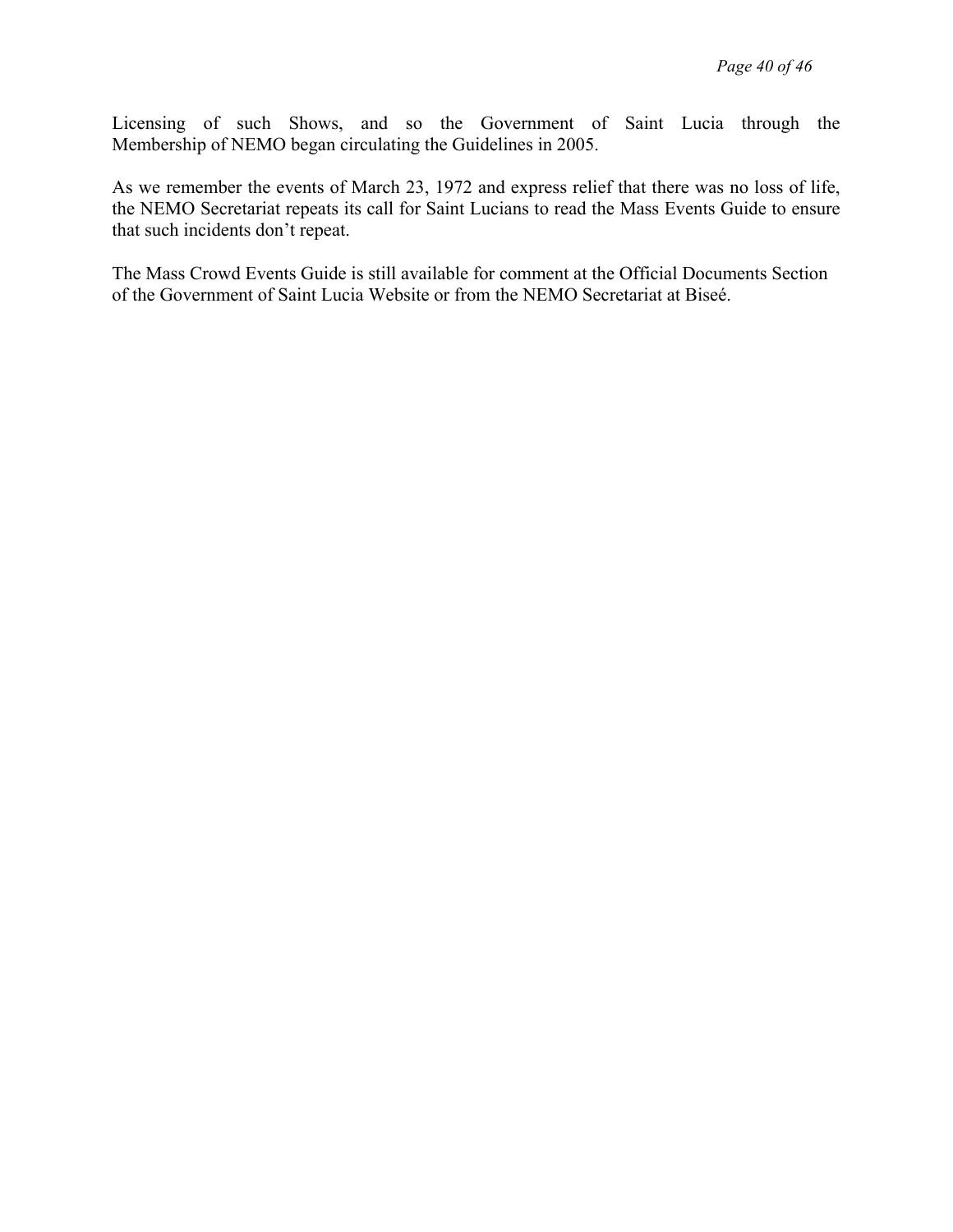Licensing of such Shows, and so the Government of Saint Lucia through the Membership of NEMO began circulating the Guidelines in 2005.

As we remember the events of March 23, 1972 and express relief that there was no loss of life, the NEMO Secretariat repeats its call for Saint Lucians to read the Mass Events Guide to ensure that such incidents don't repeat.

The Mass Crowd Events Guide is still available for comment at the Official Documents Section of the Government of Saint Lucia Website or from the NEMO Secretariat at Biseé.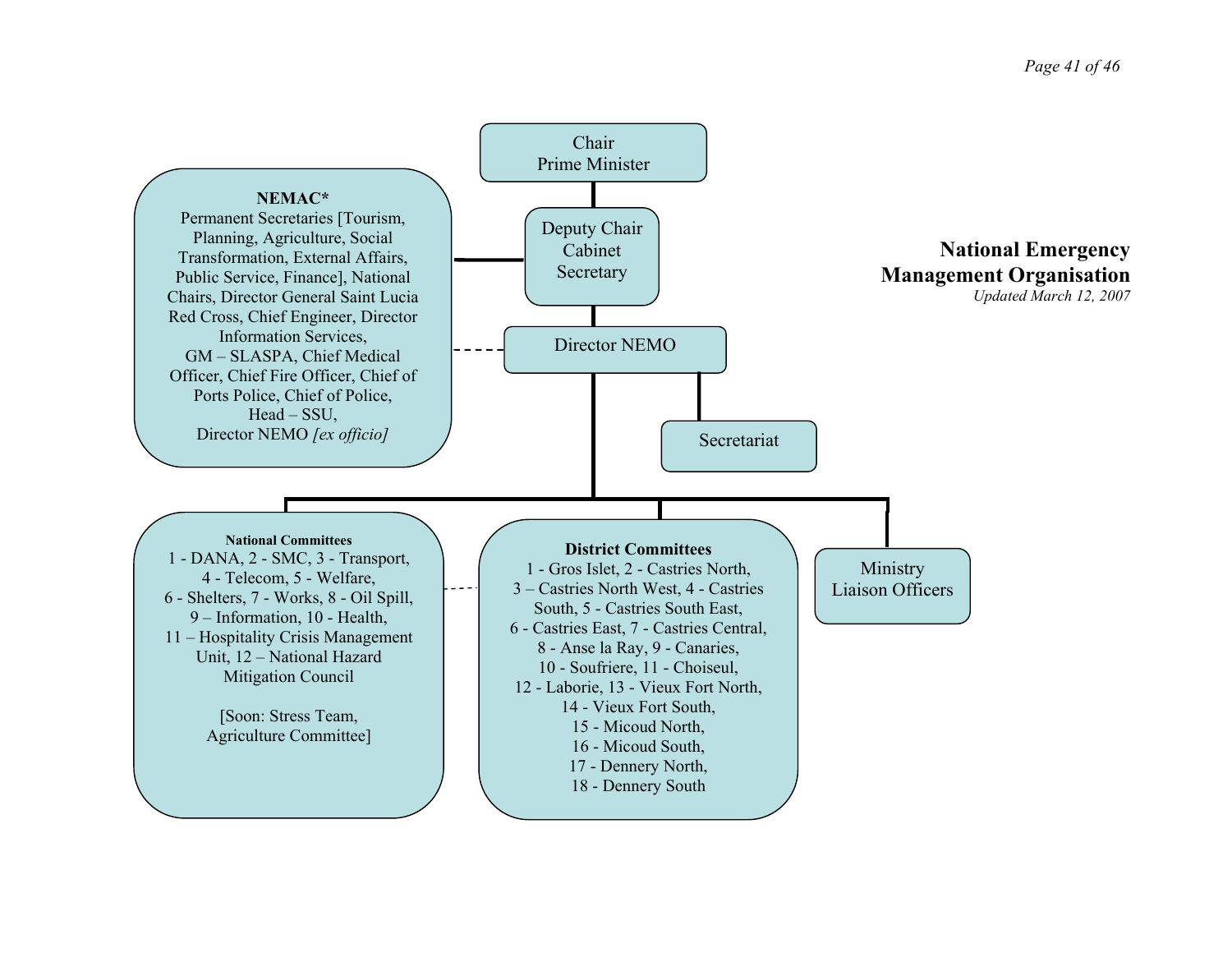## National Emergency Management Organisation

*Updated March 12, 2007*

**Chair**
Prime Minister

**Deputy Chair**
Cabinet Secretary

**Director NEMO**

**Secretariat**

**NEMAC***

Permanent Secretaries [Tourism, Planning, Agriculture, Social Transformation, External Affairs, Public Service, Finance], National Chairs, Director General Saint Lucia Red Cross, Chief Engineer, Director Information Services, GM – SLASPA, Chief Medical Officer, Chief Fire Officer, Chief of Ports Police, Chief of Police, Head – SSU, Director NEMO *[ex officio]*

**National Committees**

1 - DANA, 2 - SMC, 3 - Transport, 4 - Telecom, 5 - Welfare, 6 - Shelters, 7 - Works, 8 - Oil Spill, 9 – Information, 10 - Health, 11 – Hospitality Crisis Management Unit, 12 – National Hazard Mitigation Council

[Soon: Stress Team, Agriculture Committee]

**District Committees**

1 - Gros Islet, 2 - Castries North, 3 – Castries North West, 4 - Castries South, 5 - Castries South East, 6 - Castries East, 7 - Castries Central, 8 - Anse la Ray, 9 - Canaries, 10 - Soufriere, 11 - Choiseul, 12 - Laborie, 13 - Vieux Fort North, 14 - Vieux Fort South, 15 - Micoud North, 16 - Micoud South, 17 - Dennery North, 18 - Dennery South

**Ministry Liaison Officers**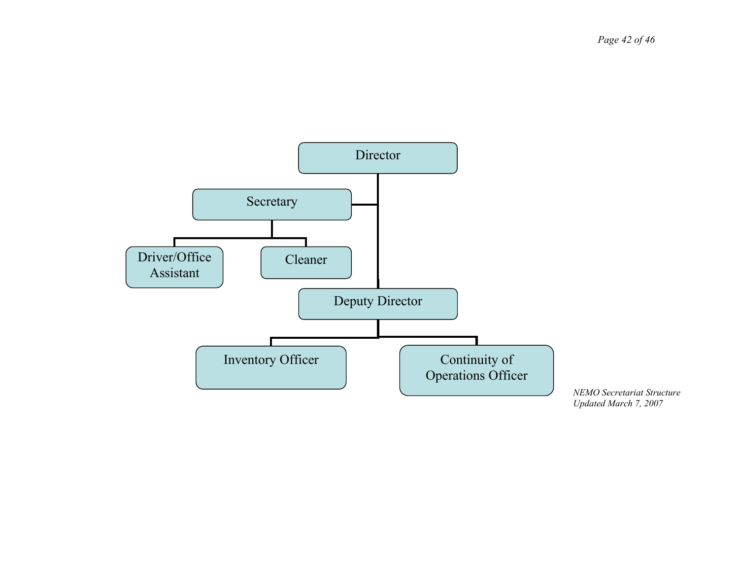- Director
  - Secretary
    - Driver/Office Assistant
    - Cleaner
  - Deputy Director
    - Inventory Officer
    - Continuity of Operations Officer

*NEMO Secretariat Structure*
*Updated March 7, 2007*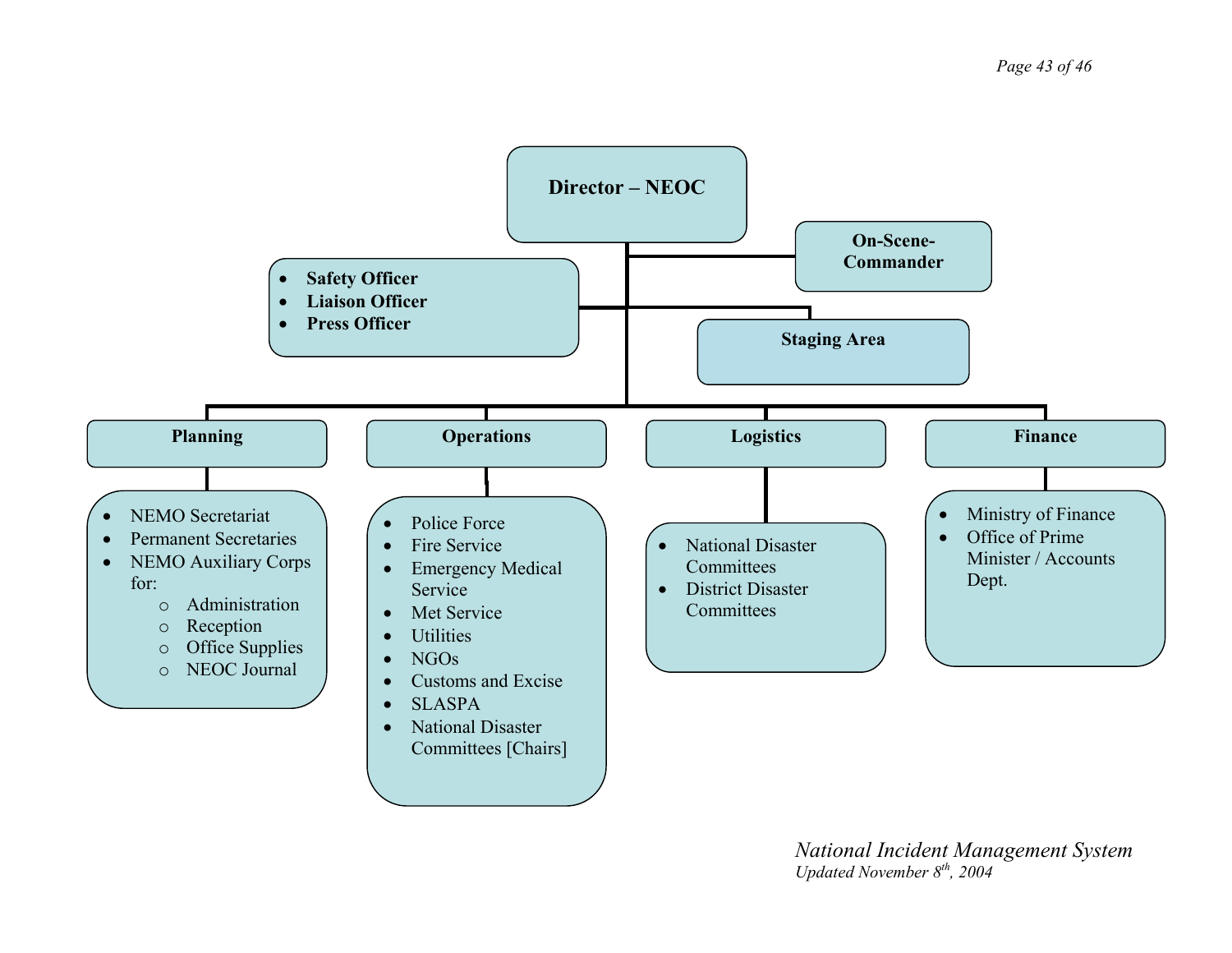**Director – NEOC**

**On-Scene-Commander**

- **Safety Officer**
- **Liaison Officer**
- **Press Officer**

**Staging Area**

**Planning**

- NEMO Secretariat
- Permanent Secretaries
- NEMO Auxiliary Corps for:
  - Administration
  - Reception
  - Office Supplies
  - NEOC Journal

**Operations**

- Police Force
- Fire Service
- Emergency Medical Service
- Met Service
- Utilities
- NGOs
- Customs and Excise
- SLASPA
- National Disaster Committees [Chairs]

**Logistics**

- National Disaster Committees
- District Disaster Committees

**Finance**

- Ministry of Finance
- Office of Prime Minister / Accounts Dept.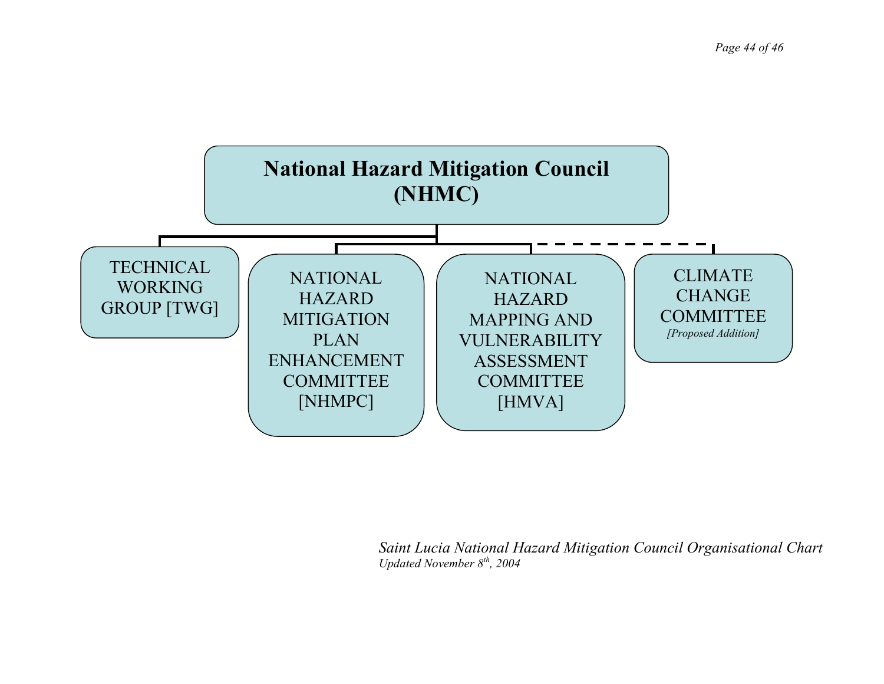# National Hazard Mitigation Council (NHMC)

- TECHNICAL WORKING GROUP [TWG]
- NATIONAL HAZARD MITIGATION PLAN ENHANCEMENT COMMITTEE [NHMPC]
- NATIONAL HAZARD MAPPING AND VULNERABILITY ASSESSMENT COMMITTEE [HMVA]
- CLIMATE CHANGE COMMITTEE *[Proposed Addition]*

*Saint Lucia National Hazard Mitigation Council Organisational Chart*
*Updated November 8th, 2004*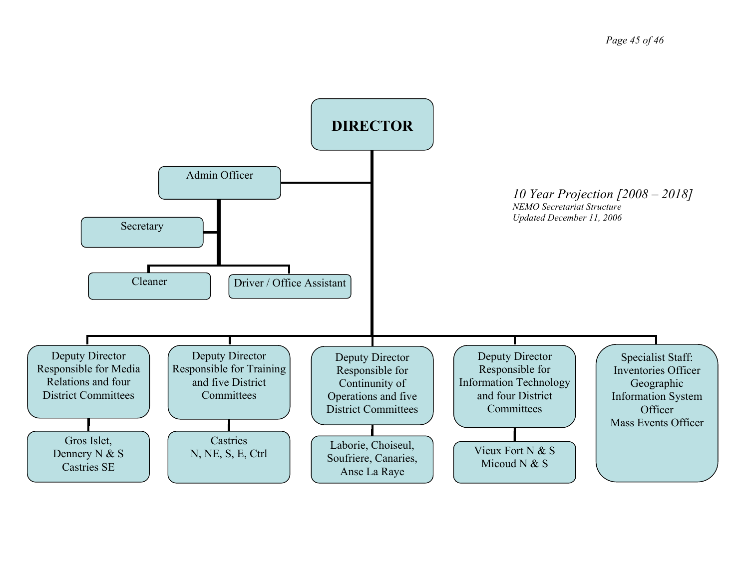*10 Year Projection [2008 – 2018]*
*NEMO Secretariat Structure*
*Updated December 11, 2006*

**DIRECTOR**

- Admin Officer
  - Secretary
  - Cleaner
  - Driver / Office Assistant
- Deputy Director Responsible for Media Relations and four District Committees
  - Gros Islet, Dennery N & S Castries SE
- Deputy Director Responsible for Training and five District Committees
  - Castries N, NE, S, E, Ctrl
- Deputy Director Responsible for Continunity of Operations and five District Committees
  - Laborie, Choiseul, Soufriere, Canaries, Anse La Raye
- Deputy Director Responsible for Information Technology and four District Committees
  - Vieux Fort N & S Micoud N & S
- Specialist Staff: Inventories Officer Geographic Information System Officer Mass Events Officer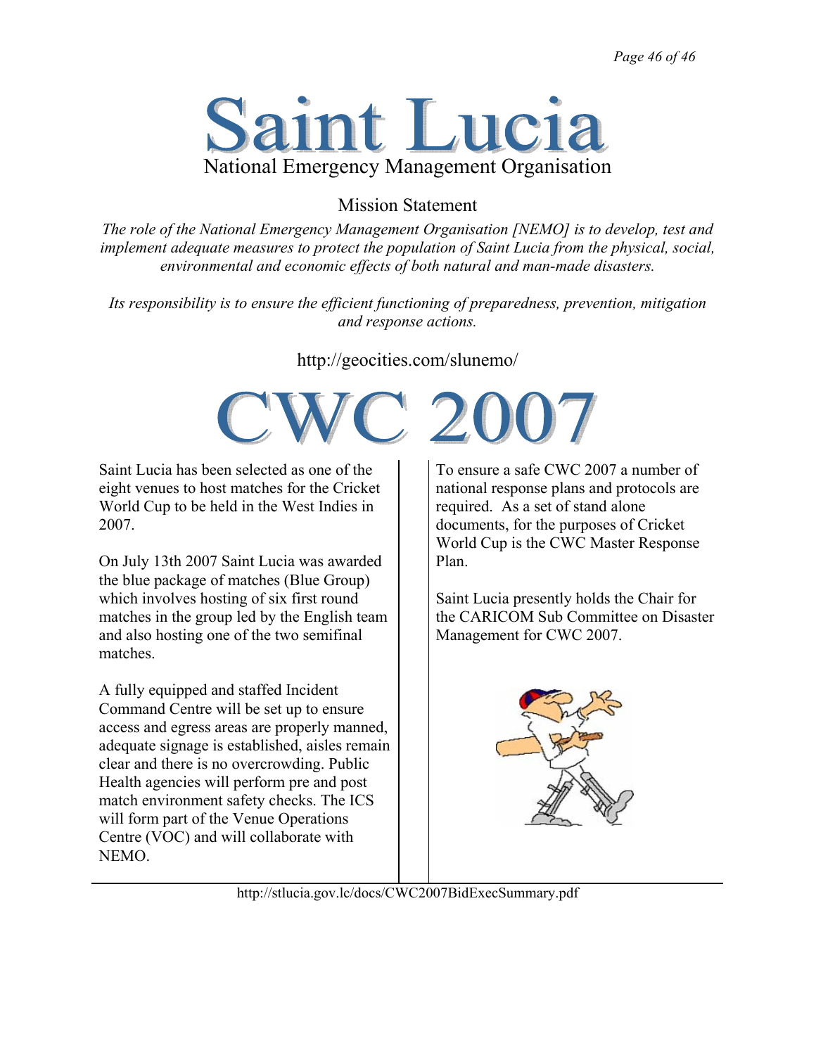# Saint Lucia

National Emergency Management Organisation

## Mission Statement

*The role of the National Emergency Management Organisation [NEMO] is to develop, test and implement adequate measures to protect the population of Saint Lucia from the physical, social, environmental and economic effects of both natural and man-made disasters.*

*Its responsibility is to ensure the efficient functioning of preparedness, prevention, mitigation and response actions.*

http://geocities.com/slunemo/

# CWC 2007

Saint Lucia has been selected as one of the eight venues to host matches for the Cricket World Cup to be held in the West Indies in 2007.

On July 13th 2007 Saint Lucia was awarded the blue package of matches (Blue Group) which involves hosting of six first round matches in the group led by the English team and also hosting one of the two semifinal matches.

A fully equipped and staffed Incident Command Centre will be set up to ensure access and egress areas are properly manned, adequate signage is established, aisles remain clear and there is no overcrowding. Public Health agencies will perform pre and post match environment safety checks. The ICS will form part of the Venue Operations Centre (VOC) and will collaborate with NEMO.

To ensure a safe CWC 2007 a number of national response plans and protocols are required. As a set of stand alone documents, for the purposes of Cricket World Cup is the CWC Master Response Plan.

Saint Lucia presently holds the Chair for the CARICOM Sub Committee on Disaster Management for CWC 2007.

http://stlucia.gov.lc/docs/CWC2007BidExecSummary.pdf